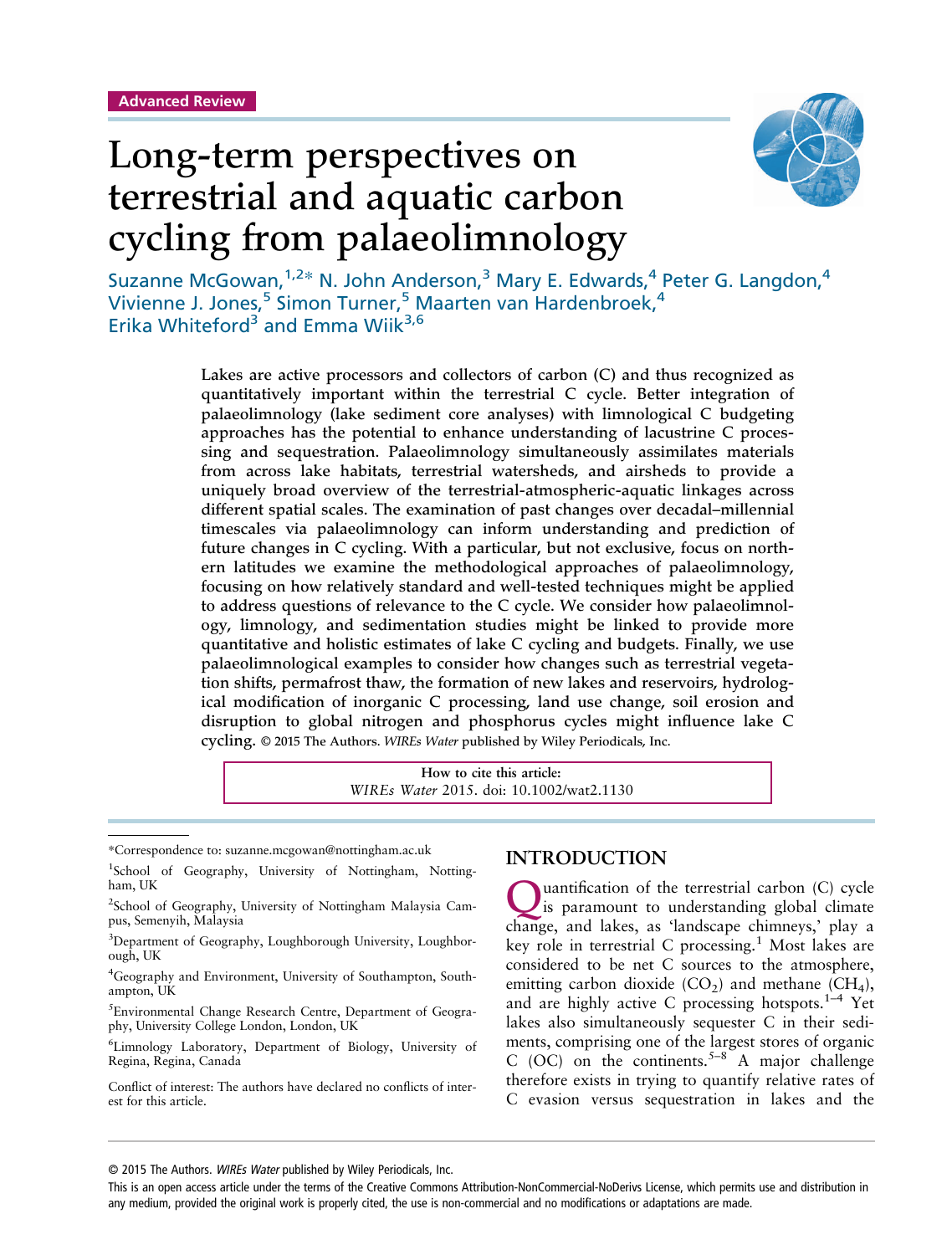Advanced Review

# Long-term perspectives on terrestrial and aquatic carbon cycling from palaeolimnology

Suzanne McGowan,[1,2]* N. John Anderson,[3] Mary E. Edwards,[4] Peter G. Langdon,[4] Vivienne J. Jones,[5] Simon Turner,[5] Maarten van Hardenbroek,[4] Erika Whiteford[3] and Emma Wiik[3,6]

Lakes are active processors and collectors of carbon (C) and thus recognized as quantitatively important within the terrestrial C cycle. Better integration of palaeolimnology (lake sediment core analyses) with limnological C budgeting approaches has the potential to enhance understanding of lacustrine C processing and sequestration. Palaeolimnology simultaneously assimilates materials from across lake habitats, terrestrial watersheds, and airsheds to provide a uniquely broad overview of the terrestrial-atmospheric-aquatic linkages across different spatial scales. The examination of past changes over decadal–millennial timescales via palaeolimnology can inform understanding and prediction of future changes in C cycling. With a particular, but not exclusive, focus on northern latitudes we examine the methodological approaches of palaeolimnology, focusing on how relatively standard and well-tested techniques might be applied to address questions of relevance to the C cycle. We consider how palaeolimnology, limnology, and sedimentation studies might be linked to provide more quantitative and holistic estimates of lake C cycling and budgets. Finally, we use palaeolimnological examples to consider how changes such as terrestrial vegetation shifts, permafrost thaw, the formation of new lakes and reservoirs, hydrological modification of inorganic C processing, land use change, soil erosion and disruption to global nitrogen and phosphorus cycles might influence lake C cycling. © 2015 The Authors. *WIREs Water* published by Wiley Periodicals, Inc.

How to cite this article:
*WIREs Water* 2015. doi: 10.1002/wat2.1130

*Correspondence to: suzanne.mcgowan@nottingham.ac.uk

[1]School of Geography, University of Nottingham, Nottingham, UK

[2]School of Geography, University of Nottingham Malaysia Campus, Semenyih, Malaysia

[3]Department of Geography, Loughborough University, Loughborough, UK

[4]Geography and Environment, University of Southampton, Southampton, UK

[5]Environmental Change Research Centre, Department of Geography, University College London, London, UK

[6]Limnology Laboratory, Department of Biology, University of Regina, Regina, Canada

Conflict of interest: The authors have declared no conflicts of interest for this article.

## INTRODUCTION

Quantification of the terrestrial carbon (C) cycle is paramount to understanding global climate change, and lakes, as 'landscape chimneys,' play a key role in terrestrial C processing.[1] Most lakes are considered to be net C sources to the atmosphere, emitting carbon dioxide ($CO_2$) and methane ($CH_4$), and are highly active C processing hotspots.[1–4] Yet lakes also simultaneously sequester C in their sediments, comprising one of the largest stores of organic C (OC) on the continents.[5–8] A major challenge therefore exists in trying to quantify relative rates of C evasion versus sequestration in lakes and the

© 2015 The Authors. *WIREs Water* published by Wiley Periodicals, Inc.
This is an open access article under the terms of the Creative Commons Attribution-NonCommercial-NoDerivs License, which permits use and distribution in any medium, provided the original work is properly cited, the use is non-commercial and no modifications or adaptations are made.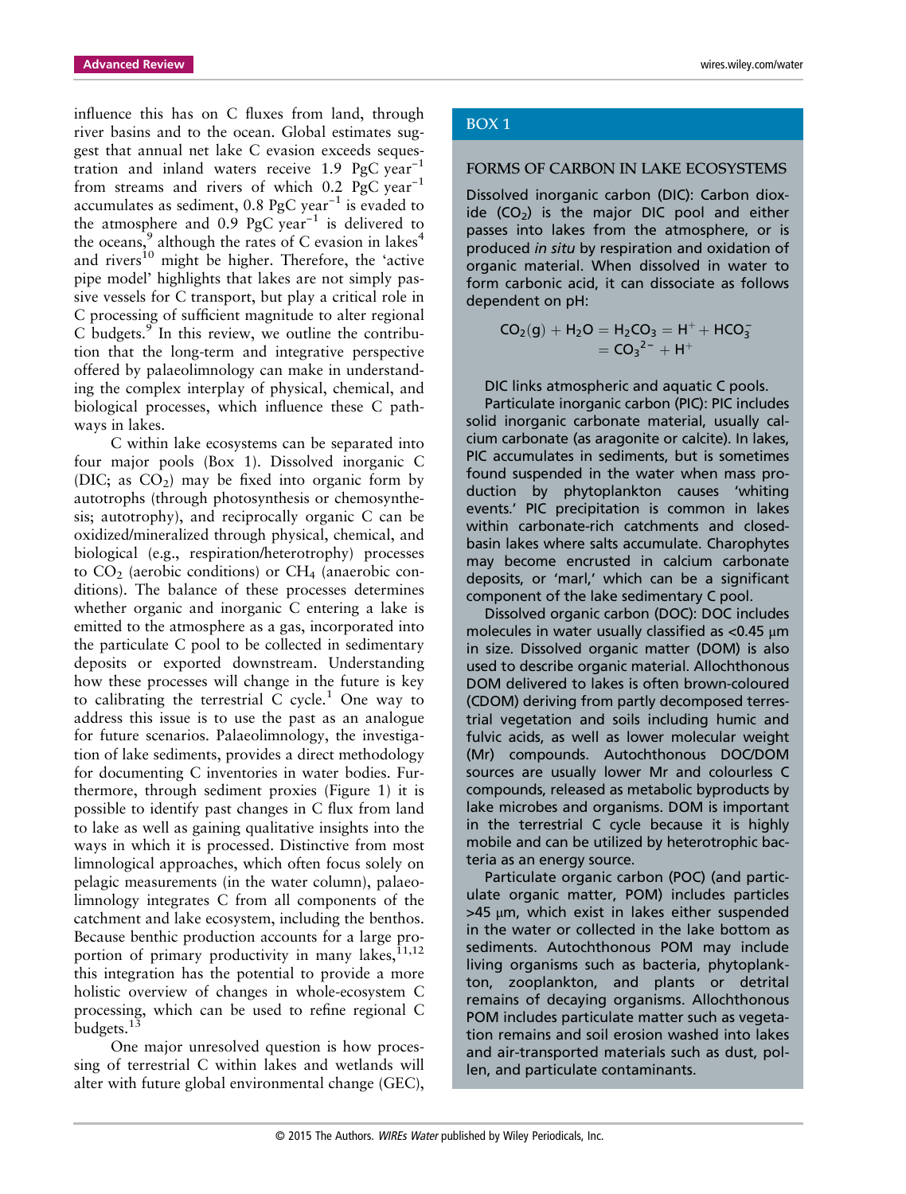influence this has on C fluxes from land, through river basins and to the ocean. Global estimates suggest that annual net lake C evasion exceeds sequestration and inland waters receive 1.9 PgC year$^{-1}$ from streams and rivers of which 0.2 PgC year$^{-1}$ accumulates as sediment, 0.8 PgC year$^{-1}$ is evaded to the atmosphere and 0.9 PgC year$^{-1}$ is delivered to the oceans,[9] although the rates of C evasion in lakes[4] and rivers[10] might be higher. Therefore, the 'active pipe model' highlights that lakes are not simply passive vessels for C transport, but play a critical role in C processing of sufficient magnitude to alter regional C budgets.[9] In this review, we outline the contribution that the long-term and integrative perspective offered by palaeolimnology can make in understanding the complex interplay of physical, chemical, and biological processes, which influence these C pathways in lakes.

C within lake ecosystems can be separated into four major pools (Box 1). Dissolved inorganic C (DIC; as $CO_2$) may be fixed into organic form by autotrophs (through photosynthesis or chemosynthesis; autotrophy), and reciprocally organic C can be oxidized/mineralized through physical, chemical, and biological (e.g., respiration/heterotrophy) processes to $CO_2$ (aerobic conditions) or $CH_4$ (anaerobic conditions). The balance of these processes determines whether organic and inorganic C entering a lake is emitted to the atmosphere as a gas, incorporated into the particulate C pool to be collected in sedimentary deposits or exported downstream. Understanding how these processes will change in the future is key to calibrating the terrestrial C cycle.[1] One way to address this issue is to use the past as an analogue for future scenarios. Palaeolimnology, the investigation of lake sediments, provides a direct methodology for documenting C inventories in water bodies. Furthermore, through sediment proxies (Figure 1) it is possible to identify past changes in C flux from land to lake as well as gaining qualitative insights into the ways in which it is processed. Distinctive from most limnological approaches, which often focus solely on pelagic measurements (in the water column), palaeolimnology integrates C from all components of the catchment and lake ecosystem, including the benthos. Because benthic production accounts for a large proportion of primary productivity in many lakes,[11,12] this integration has the potential to provide a more holistic overview of changes in whole-ecosystem C processing, which can be used to refine regional C budgets.[13]

One major unresolved question is how processing of terrestrial C within lakes and wetlands will alter with future global environmental change (GEC),

## BOX 1

### FORMS OF CARBON IN LAKE ECOSYSTEMS

Dissolved inorganic carbon (DIC): Carbon dioxide ($CO_2$) is the major DIC pool and either passes into lakes from the atmosphere, or is produced *in situ* by respiration and oxidation of organic material. When dissolved in water to form carbonic acid, it can dissociate as follows dependent on pH:

$$CO_2(g) + H_2O = H_2CO_3 = H^+ + HCO_3^- = {CO_3}^{2-} + H^+$$

DIC links atmospheric and aquatic C pools.

Particulate inorganic carbon (PIC): PIC includes solid inorganic carbonate material, usually calcium carbonate (as aragonite or calcite). In lakes, PIC accumulates in sediments, but is sometimes found suspended in the water when mass production by phytoplankton causes 'whiting events.' PIC precipitation is common in lakes within carbonate-rich catchments and closed-basin lakes where salts accumulate. Charophytes may become encrusted in calcium carbonate deposits, or 'marl,' which can be a significant component of the lake sedimentary C pool.

Dissolved organic carbon (DOC): DOC includes molecules in water usually classified as <0.45 μm in size. Dissolved organic matter (DOM) is also used to describe organic material. Allochthonous DOM delivered to lakes is often brown-coloured (CDOM) deriving from partly decomposed terrestrial vegetation and soils including humic and fulvic acids, as well as lower molecular weight (Mr) compounds. Autochthonous DOC/DOM sources are usually lower Mr and colourless C compounds, released as metabolic byproducts by lake microbes and organisms. DOM is important in the terrestrial C cycle because it is highly mobile and can be utilized by heterotrophic bacteria as an energy source.

Particulate organic carbon (POC) (and particulate organic matter, POM) includes particles >45 μm, which exist in lakes either suspended in the water or collected in the lake bottom as sediments. Autochthonous POM may include living organisms such as bacteria, phytoplankton, zooplankton, and plants or detrital remains of decaying organisms. Allochthonous POM includes particulate matter such as vegetation remains and soil erosion washed into lakes and air-transported materials such as dust, pollen, and particulate contaminants.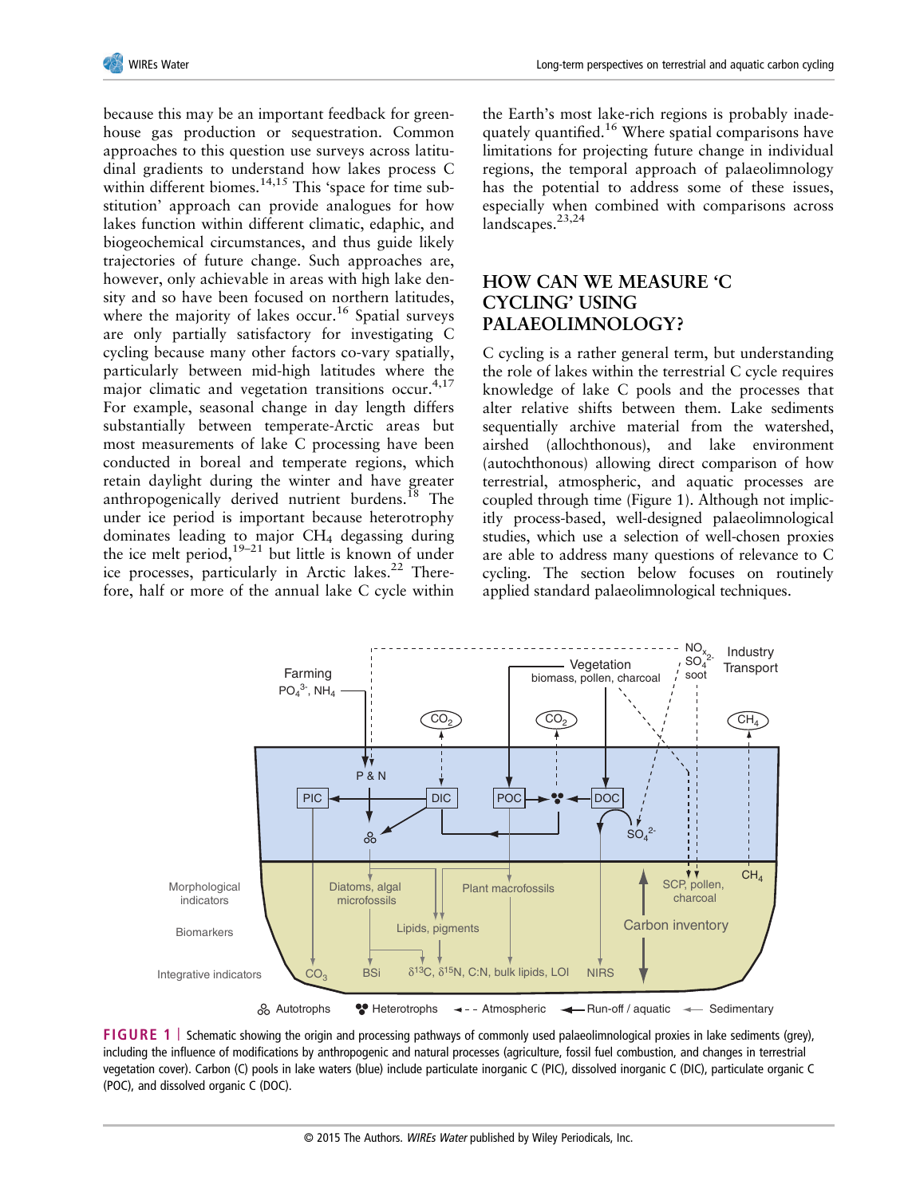because this may be an important feedback for greenhouse gas production or sequestration. Common approaches to this question use surveys across latitudinal gradients to understand how lakes process C within different biomes.[14,15] This 'space for time substitution' approach can provide analogues for how lakes function within different climatic, edaphic, and biogeochemical circumstances, and thus guide likely trajectories of future change. Such approaches are, however, only achievable in areas with high lake density and so have been focused on northern latitudes, where the majority of lakes occur.[16] Spatial surveys are only partially satisfactory for investigating C cycling because many other factors co-vary spatially, particularly between mid-high latitudes where the major climatic and vegetation transitions occur.[4,17] For example, seasonal change in day length differs substantially between temperate-Arctic areas but most measurements of lake C processing have been conducted in boreal and temperate regions, which retain daylight during the winter and have greater anthropogenically derived nutrient burdens.[18] The under ice period is important because heterotrophy dominates leading to major $CH_4$ degassing during the ice melt period,[19–21] but little is known of under ice processes, particularly in Arctic lakes.[22] Therefore, half or more of the annual lake C cycle within the Earth's most lake-rich regions is probably inadequately quantified.[16] Where spatial comparisons have limitations for projecting future change in individual regions, the temporal approach of palaeolimnology has the potential to address some of these issues, especially when combined with comparisons across landscapes.[23,24]

## HOW CAN WE MEASURE 'C CYCLING' USING PALAEOLIMNOLOGY?

C cycling is a rather general term, but understanding the role of lakes within the terrestrial C cycle requires knowledge of lake C pools and the processes that alter relative shifts between them. Lake sediments sequentially archive material from the watershed, airshed (allochthonous), and lake environment (autochthonous) allowing direct comparison of how terrestrial, atmospheric, and aquatic processes are coupled through time (Figure 1). Although not implicitly process-based, well-designed palaeolimnological studies, which use a selection of well-chosen proxies are able to address many questions of relevance to C cycling. The section below focuses on routinely applied standard palaeolimnological techniques.

**FIGURE 1** | Schematic showing the origin and processing pathways of commonly used palaeolimnological proxies in lake sediments (grey), including the influence of modifications by anthropogenic and natural processes (agriculture, fossil fuel combustion, and changes in terrestrial vegetation cover). Carbon (C) pools in lake waters (blue) include particulate inorganic C (PIC), dissolved inorganic C (DIC), particulate organic C (POC), and dissolved organic C (DOC).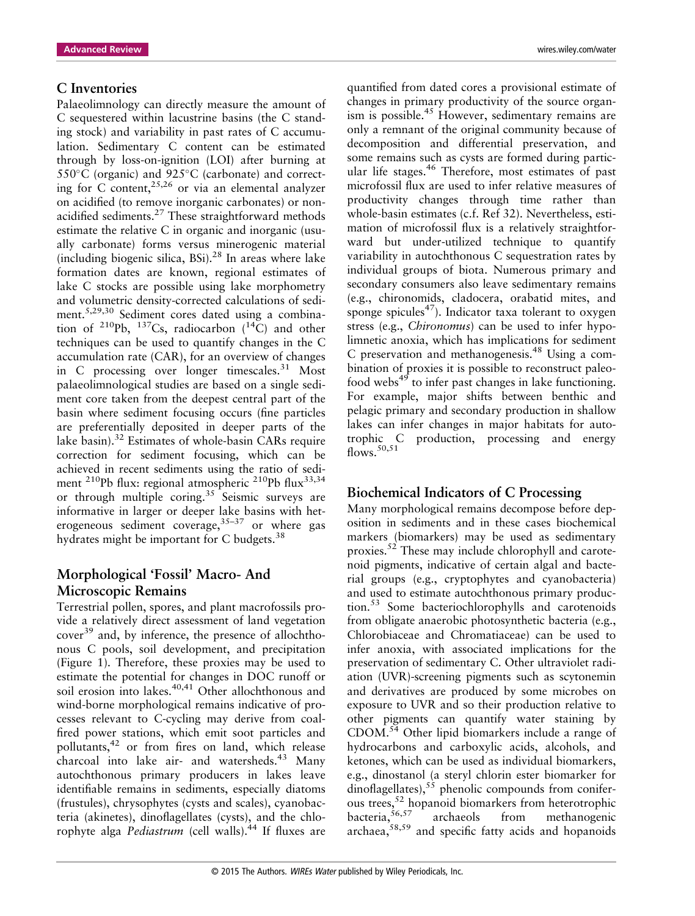## C Inventories

Palaeolimnology can directly measure the amount of C sequestered within lacustrine basins (the C standing stock) and variability in past rates of C accumulation. Sedimentary C content can be estimated through by loss-on-ignition (LOI) after burning at 550°C (organic) and 925°C (carbonate) and correcting for C content,[25,26] or via an elemental analyzer on acidified (to remove inorganic carbonates) or non-acidified sediments.[27] These straightforward methods estimate the relative C in organic and inorganic (usually carbonate) forms versus minerogenic material (including biogenic silica, BSi).[28] In areas where lake formation dates are known, regional estimates of lake C stocks are possible using lake morphometry and volumetric density-corrected calculations of sediment.[5,29,30] Sediment cores dated using a combination of $^{210}$Pb, $^{137}$Cs, radiocarbon ($^{14}$C) and other techniques can be used to quantify changes in the C accumulation rate (CAR), for an overview of changes in C processing over longer timescales.[31] Most palaeolimnological studies are based on a single sediment core taken from the deepest central part of the basin where sediment focusing occurs (fine particles are preferentially deposited in deeper parts of the lake basin).[32] Estimates of whole-basin CARs require correction for sediment focusing, which can be achieved in recent sediments using the ratio of sediment $^{210}$Pb flux: regional atmospheric $^{210}$Pb flux[33,34] or through multiple coring.[35] Seismic surveys are informative in larger or deeper lake basins with heterogeneous sediment coverage,[35–37] or where gas hydrates might be important for C budgets.[38]

## Morphological 'Fossil' Macro- And Microscopic Remains

Terrestrial pollen, spores, and plant macrofossils provide a relatively direct assessment of land vegetation cover[39] and, by inference, the presence of allochthonous C pools, soil development, and precipitation (Figure 1). Therefore, these proxies may be used to estimate the potential for changes in DOC runoff or soil erosion into lakes.[40,41] Other allochthonous and wind-borne morphological remains indicative of processes relevant to C-cycling may derive from coal-fired power stations, which emit soot particles and pollutants,[42] or from fires on land, which release charcoal into lake air- and watersheds.[43] Many autochthonous primary producers in lakes leave identifiable remains in sediments, especially diatoms (frustules), chrysophytes (cysts and scales), cyanobacteria (akinetes), dinoflagellates (cysts), and the chlorophyte alga *Pediastrum* (cell walls).[44] If fluxes are quantified from dated cores a provisional estimate of changes in primary productivity of the source organism is possible.[45] However, sedimentary remains are only a remnant of the original community because of decomposition and differential preservation, and some remains such as cysts are formed during particular life stages.[46] Therefore, most estimates of past microfossil flux are used to infer relative measures of productivity changes through time rather than whole-basin estimates (c.f. Ref 32). Nevertheless, estimation of microfossil flux is a relatively straightforward but under-utilized technique to quantify variability in autochthonous C sequestration rates by individual groups of biota. Numerous primary and secondary consumers also leave sedimentary remains (e.g., chironomids, cladocera, orabatid mites, and sponge spicules[47]). Indicator taxa tolerant to oxygen stress (e.g., *Chironomus*) can be used to infer hypolimnetic anoxia, which has implications for sediment C preservation and methanogenesis.[48] Using a combination of proxies it is possible to reconstruct paleofood webs[49] to infer past changes in lake functioning. For example, major shifts between benthic and pelagic primary and secondary production in shallow lakes can infer changes in major habitats for autotrophic C production, processing and energy flows.[50,51]

## Biochemical Indicators of C Processing

Many morphological remains decompose before deposition in sediments and in these cases biochemical markers (biomarkers) may be used as sedimentary proxies.[52] These may include chlorophyll and carotenoid pigments, indicative of certain algal and bacterial groups (e.g., cryptophytes and cyanobacteria) and used to estimate autochthonous primary production.[53] Some bacteriochlorophylls and carotenoids from obligate anaerobic photosynthetic bacteria (e.g., Chlorobiaceae and Chromatiaceae) can be used to infer anoxia, with associated implications for the preservation of sedimentary C. Other ultraviolet radiation (UVR)-screening pigments such as scytonemin and derivatives are produced by some microbes on exposure to UVR and so their production relative to other pigments can quantify water staining by CDOM.[54] Other lipid biomarkers include a range of hydrocarbons and carboxylic acids, alcohols, and ketones, which can be used as individual biomarkers, e.g., dinostanol (a steryl chlorin ester biomarker for dinoflagellates),[55] phenolic compounds from coniferous trees,[52] hopanoid biomarkers from heterotrophic bacteria,[56,57] archaeols from methanogenic archaea,[58,59] and specific fatty acids and hopanoids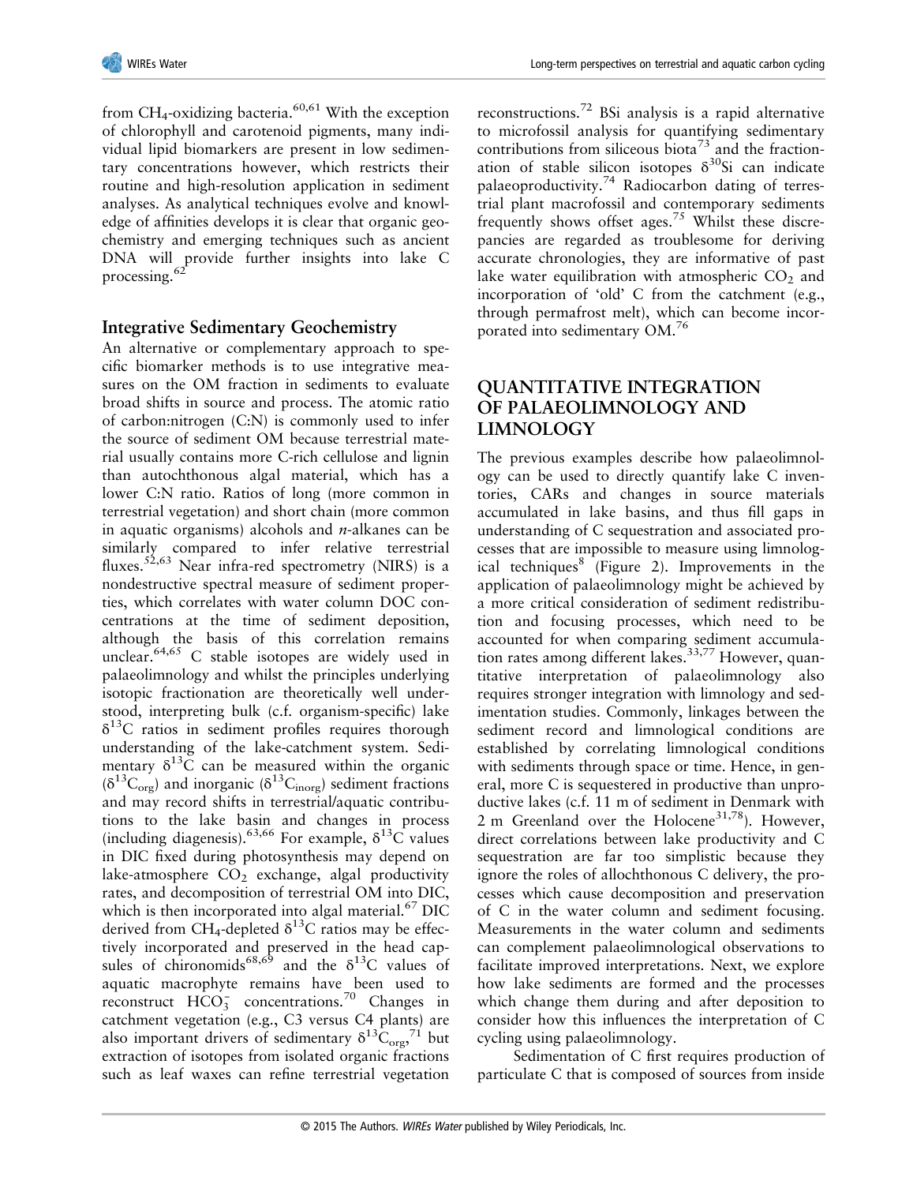from $CH_4$-oxidizing bacteria.[60,61] With the exception of chlorophyll and carotenoid pigments, many individual lipid biomarkers are present in low sedimentary concentrations however, which restricts their routine and high-resolution application in sediment analyses. As analytical techniques evolve and knowledge of affinities develops it is clear that organic geochemistry and emerging techniques such as ancient DNA will provide further insights into lake C processing.[62]

## Integrative Sedimentary Geochemistry

An alternative or complementary approach to specific biomarker methods is to use integrative measures on the OM fraction in sediments to evaluate broad shifts in source and process. The atomic ratio of carbon:nitrogen (C:N) is commonly used to infer the source of sediment OM because terrestrial material usually contains more C-rich cellulose and lignin than autochthonous algal material, which has a lower C:N ratio. Ratios of long (more common in terrestrial vegetation) and short chain (more common in aquatic organisms) alcohols and *n*-alkanes can be similarly compared to infer relative terrestrial fluxes.[52,63] Near infra-red spectrometry (NIRS) is a nondestructive spectral measure of sediment properties, which correlates with water column DOC concentrations at the time of sediment deposition, although the basis of this correlation remains unclear.[64,65] C stable isotopes are widely used in palaeolimnology and whilst the principles underlying isotopic fractionation are theoretically well understood, interpreting bulk (c.f. organism-specific) lake $\delta^{13}C$ ratios in sediment profiles requires thorough understanding of the lake-catchment system. Sedimentary $\delta^{13}C$ can be measured within the organic ($\delta^{13}C_{org}$) and inorganic ($\delta^{13}C_{inorg}$) sediment fractions and may record shifts in terrestrial/aquatic contributions to the lake basin and changes in process (including diagenesis).[63,66] For example, $\delta^{13}C$ values in DIC fixed during photosynthesis may depend on lake-atmosphere $CO_2$ exchange, algal productivity rates, and decomposition of terrestrial OM into DIC, which is then incorporated into algal material.[67] DIC derived from $CH_4$-depleted $\delta^{13}C$ ratios may be effectively incorporated and preserved in the head capsules of chironomids[68,69] and the $\delta^{13}C$ values of aquatic macrophyte remains have been used to reconstruct $HCO_3^-$ concentrations.[70] Changes in catchment vegetation (e.g., C3 versus C4 plants) are also important drivers of sedimentary $\delta^{13}C_{org}$,[71] but extraction of isotopes from isolated organic fractions such as leaf waxes can refine terrestrial vegetation reconstructions.[72] BSi analysis is a rapid alternative to microfossil analysis for quantifying sedimentary contributions from siliceous biota[73] and the fractionation of stable silicon isotopes $\delta^{30}Si$ can indicate palaeoproductivity.[74] Radiocarbon dating of terrestrial plant macrofossil and contemporary sediments frequently shows offset ages.[75] Whilst these discrepancies are regarded as troublesome for deriving accurate chronologies, they are informative of past lake water equilibration with atmospheric $CO_2$ and incorporation of 'old' C from the catchment (e.g., through permafrost melt), which can become incorporated into sedimentary OM.[76]

# QUANTITATIVE INTEGRATION OF PALAEOLIMNOLOGY AND LIMNOLOGY

The previous examples describe how palaeolimnology can be used to directly quantify lake C inventories, CARs and changes in source materials accumulated in lake basins, and thus fill gaps in understanding of C sequestration and associated processes that are impossible to measure using limnological techniques[8] (Figure 2). Improvements in the application of palaeolimnology might be achieved by a more critical consideration of sediment redistribution and focusing processes, which need to be accounted for when comparing sediment accumulation rates among different lakes.[33,77] However, quantitative interpretation of palaeolimnology also requires stronger integration with limnology and sedimentation studies. Commonly, linkages between the sediment record and limnological conditions are established by correlating limnological conditions with sediments through space or time. Hence, in general, more C is sequestered in productive than unproductive lakes (c.f. 11 m of sediment in Denmark with 2 m Greenland over the Holocene[31,78]). However, direct correlations between lake productivity and C sequestration are far too simplistic because they ignore the roles of allochthonous C delivery, the processes which cause decomposition and preservation of C in the water column and sediment focusing. Measurements in the water column and sediments can complement palaeolimnological observations to facilitate improved interpretations. Next, we explore how lake sediments are formed and the processes which change them during and after deposition to consider how this influences the interpretation of C cycling using palaeolimnology.

Sedimentation of C first requires production of particulate C that is composed of sources from inside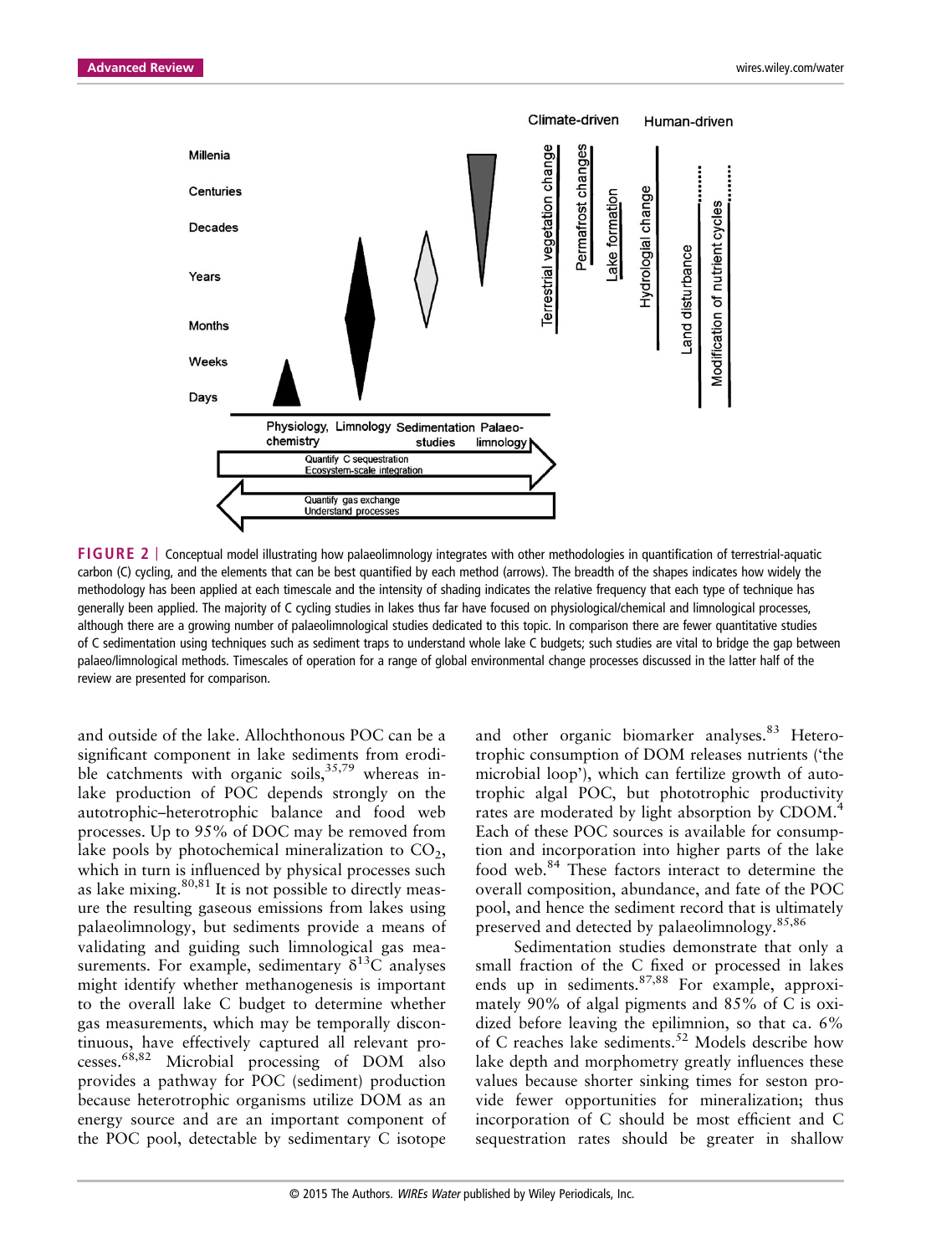**FIGURE 2** | Conceptual model illustrating how palaeolimnology integrates with other methodologies in quantification of terrestrial-aquatic carbon (C) cycling, and the elements that can be best quantified by each method (arrows). The breadth of the shapes indicates how widely the methodology has been applied at each timescale and the intensity of shading indicates the relative frequency that each type of technique has generally been applied. The majority of C cycling studies in lakes thus far have focused on physiological/chemical and limnological processes, although there are a growing number of palaeolimnological studies dedicated to this topic. In comparison there are fewer quantitative studies of C sedimentation using techniques such as sediment traps to understand whole lake C budgets; such studies are vital to bridge the gap between palaeo/limnological methods. Timescales of operation for a range of global environmental change processes discussed in the latter half of the review are presented for comparison.

and outside of the lake. Allochthonous POC can be a significant component in lake sediments from erodible catchments with organic soils,[35,79] whereas in-lake production of POC depends strongly on the autotrophic–heterotrophic balance and food web processes. Up to 95% of DOC may be removed from lake pools by photochemical mineralization to $CO_2$, which in turn is influenced by physical processes such as lake mixing.[80,81] It is not possible to directly measure the resulting gaseous emissions from lakes using palaeolimnology, but sediments provide a means of validating and guiding such limnological gas measurements. For example, sedimentary $\delta^{13}C$ analyses might identify whether methanogenesis is important to the overall lake C budget to determine whether gas measurements, which may be temporally discontinuous, have effectively captured all relevant processes.[68,82] Microbial processing of DOM also provides a pathway for POC (sediment) production because heterotrophic organisms utilize DOM as an energy source and are an important component of the POC pool, detectable by sedimentary C isotope and other organic biomarker analyses.[83] Heterotrophic consumption of DOM releases nutrients ('the microbial loop'), which can fertilize growth of autotrophic algal POC, but phototrophic productivity rates are moderated by light absorption by CDOM.[4] Each of these POC sources is available for consumption and incorporation into higher parts of the lake food web.[84] These factors interact to determine the overall composition, abundance, and fate of the POC pool, and hence the sediment record that is ultimately preserved and detected by palaeolimnology.[85,86]

Sedimentation studies demonstrate that only a small fraction of the C fixed or processed in lakes ends up in sediments.[87,88] For example, approximately 90% of algal pigments and 85% of C is oxidized before leaving the epilimnion, so that ca. 6% of C reaches lake sediments.[52] Models describe how lake depth and morphometry greatly influences these values because shorter sinking times for seston provide fewer opportunities for mineralization; thus incorporation of C should be most efficient and C sequestration rates should be greater in shallow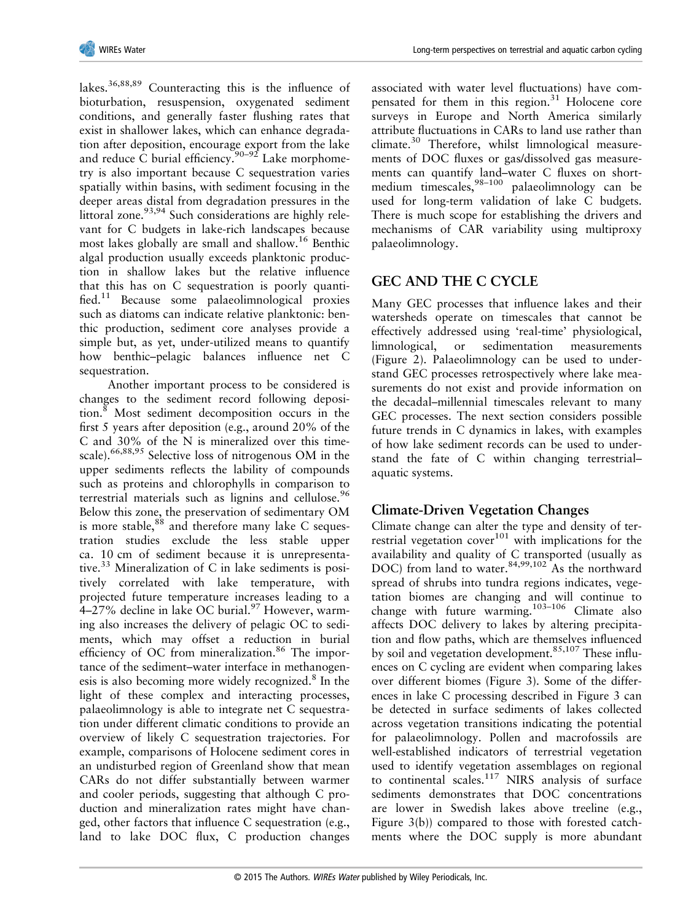lakes.[36,88,89] Counteracting this is the influence of bioturbation, resuspension, oxygenated sediment conditions, and generally faster flushing rates that exist in shallower lakes, which can enhance degradation after deposition, encourage export from the lake and reduce C burial efficiency.[90–92] Lake morphometry is also important because C sequestration varies spatially within basins, with sediment focusing in the deeper areas distal from degradation pressures in the littoral zone.[93,94] Such considerations are highly relevant for C budgets in lake-rich landscapes because most lakes globally are small and shallow.[16] Benthic algal production usually exceeds planktonic production in shallow lakes but the relative influence that this has on C sequestration is poorly quantified.[11] Because some palaeolimnological proxies such as diatoms can indicate relative planktonic: benthic production, sediment core analyses provide a simple but, as yet, under-utilized means to quantify how benthic–pelagic balances influence net C sequestration.

Another important process to be considered is changes to the sediment record following deposition.[8] Most sediment decomposition occurs in the first 5 years after deposition (e.g., around 20% of the C and 30% of the N is mineralized over this timescale).[66,88,95] Selective loss of nitrogenous OM in the upper sediments reflects the lability of compounds such as proteins and chlorophylls in comparison to terrestrial materials such as lignins and cellulose.[96] Below this zone, the preservation of sedimentary OM is more stable,[88] and therefore many lake C sequestration studies exclude the less stable upper ca. 10 cm of sediment because it is unrepresentative.[33] Mineralization of C in lake sediments is positively correlated with lake temperature, with projected future temperature increases leading to a 4–27% decline in lake OC burial.[97] However, warming also increases the delivery of pelagic OC to sediments, which may offset a reduction in burial efficiency of OC from mineralization.[86] The importance of the sediment–water interface in methanogenesis is also becoming more widely recognized.[8] In the light of these complex and interacting processes, palaeolimnology is able to integrate net C sequestration under different climatic conditions to provide an overview of likely C sequestration trajectories. For example, comparisons of Holocene sediment cores in an undisturbed region of Greenland show that mean CARs do not differ substantially between warmer and cooler periods, suggesting that although C production and mineralization rates might have changed, other factors that influence C sequestration (e.g., land to lake DOC flux, C production changes associated with water level fluctuations) have compensated for them in this region.[31] Holocene core surveys in Europe and North America similarly attribute fluctuations in CARs to land use rather than climate.[30] Therefore, whilst limnological measurements of DOC fluxes or gas/dissolved gas measurements can quantify land–water C fluxes on short-medium timescales,[98–100] palaeolimnology can be used for long-term validation of lake C budgets. There is much scope for establishing the drivers and mechanisms of CAR variability using multiproxy palaeolimnology.

## GEC AND THE C CYCLE

Many GEC processes that influence lakes and their watersheds operate on timescales that cannot be effectively addressed using 'real-time' physiological, limnological, or sedimentation measurements (Figure 2). Palaeolimnology can be used to understand GEC processes retrospectively where lake measurements do not exist and provide information on the decadal–millennial timescales relevant to many GEC processes. The next section considers possible future trends in C dynamics in lakes, with examples of how lake sediment records can be used to understand the fate of C within changing terrestrial–aquatic systems.

### Climate-Driven Vegetation Changes

Climate change can alter the type and density of terrestrial vegetation cover[101] with implications for the availability and quality of C transported (usually as DOC) from land to water.[84,99,102] As the northward spread of shrubs into tundra regions indicates, vegetation biomes are changing and will continue to change with future warming.[103–106] Climate also affects DOC delivery to lakes by altering precipitation and flow paths, which are themselves influenced by soil and vegetation development.[85,107] These influences on C cycling are evident when comparing lakes over different biomes (Figure 3). Some of the differences in lake C processing described in Figure 3 can be detected in surface sediments of lakes collected across vegetation transitions indicating the potential for palaeolimnology. Pollen and macrofossils are well-established indicators of terrestrial vegetation used to identify vegetation assemblages on regional to continental scales.[117] NIRS analysis of surface sediments demonstrates that DOC concentrations are lower in Swedish lakes above treeline (e.g., Figure 3(b)) compared to those with forested catchments where the DOC supply is more abundant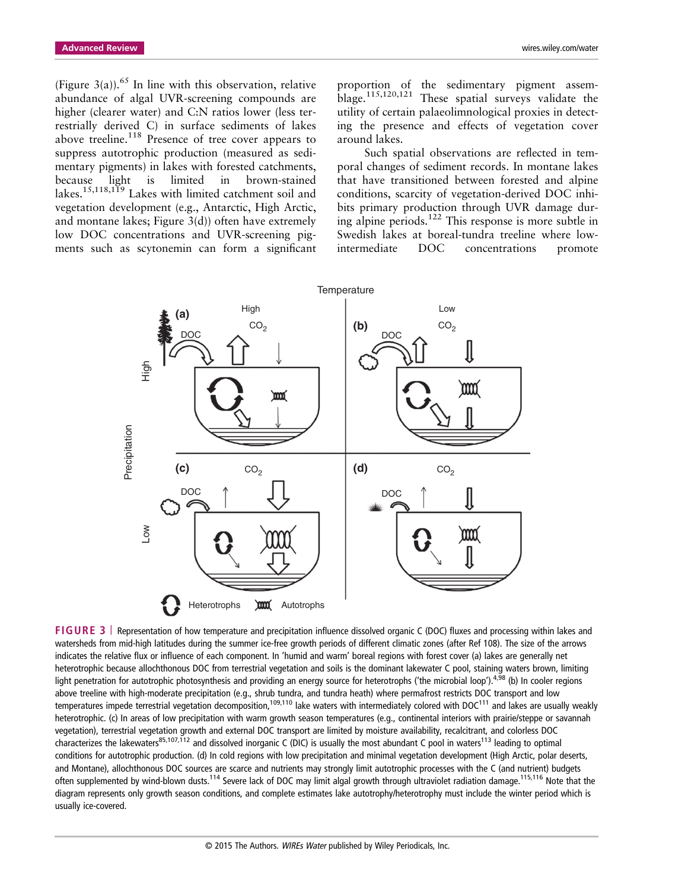(Figure 3(a)).[65] In line with this observation, relative abundance of algal UVR-screening compounds are higher (clearer water) and C:N ratios lower (less terrestrially derived C) in surface sediments of lakes above treeline.[118] Presence of tree cover appears to suppress autotrophic production (measured as sedimentary pigments) in lakes with forested catchments, because light is limited in brown-stained lakes.[15,118,119] Lakes with limited catchment soil and vegetation development (e.g., Antarctic, High Arctic, and montane lakes; Figure 3(d)) often have extremely low DOC concentrations and UVR-screening pigments such as scytonemin can form a significant proportion of the sedimentary pigment assemblage.[115,120,121] These spatial surveys validate the utility of certain palaeolimnological proxies in detecting the presence and effects of vegetation cover around lakes.

Such spatial observations are reflected in temporal changes of sediment records. In montane lakes that have transitioned between forested and alpine conditions, scarcity of vegetation-derived DOC inhibits primary production through UVR damage during alpine periods.[122] This response is more subtle in Swedish lakes at boreal-tundra treeline where low-intermediate DOC concentrations promote

**FIGURE 3** | Representation of how temperature and precipitation influence dissolved organic C (DOC) fluxes and processing within lakes and watersheds from mid-high latitudes during the summer ice-free growth periods of different climatic zones (after Ref 108). The size of the arrows indicates the relative flux or influence of each component. In 'humid and warm' boreal regions with forest cover (a) lakes are generally net heterotrophic because allochthonous DOC from terrestrial vegetation and soils is the dominant lakewater C pool, staining waters brown, limiting light penetration for autotrophic photosynthesis and providing an energy source for heterotrophs ('the microbial loop').[4,98] (b) In cooler regions above treeline with high-moderate precipitation (e.g., shrub tundra, and tundra heath) where permafrost restricts DOC transport and low temperatures impede terrestrial vegetation decomposition,[109,110] lake waters with intermediately colored with DOC[111] and lakes are usually weakly heterotrophic. (c) In areas of low precipitation with warm growth season temperatures (e.g., continental interiors with prairie/steppe or savannah vegetation), terrestrial vegetation growth and external DOC transport are limited by moisture availability, recalcitrant, and colorless DOC characterizes the lakewaters[85,107,112] and dissolved inorganic C (DIC) is usually the most abundant C pool in waters[113] leading to optimal conditions for autotrophic production. (d) In cold regions with low precipitation and minimal vegetation development (High Arctic, polar deserts, and Montane), allochthonous DOC sources are scarce and nutrients may strongly limit autotrophic processes with the C (and nutrient) budgets often supplemented by wind-blown dusts.[114] Severe lack of DOC may limit algal growth through ultraviolet radiation damage.[115,116] Note that the diagram represents only growth season conditions, and complete estimates lake autotrophy/heterotrophy must include the winter period which is usually ice-covered.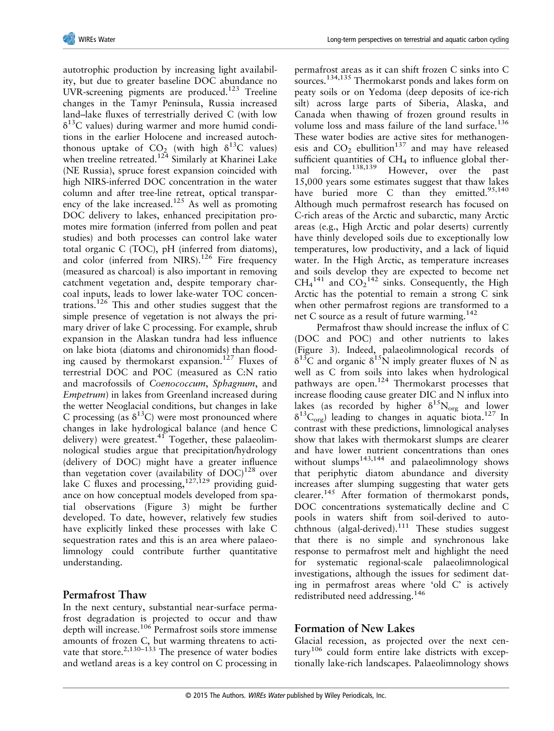autotrophic production by increasing light availability, but due to greater baseline DOC abundance no UVR-screening pigments are produced.[123] Treeline changes in the Tamyr Peninsula, Russia increased land–lake fluxes of terrestrially derived C (with low $\delta^{13}C$ values) during warmer and more humid conditions in the earlier Holocene and increased autochthonous uptake of $CO_2$ (with high $\delta^{13}C$ values) when treeline retreated.[124] Similarly at Kharinei Lake (NE Russia), spruce forest expansion coincided with high NIRS-inferred DOC concentration in the water column and after tree-line retreat, optical transparency of the lake increased.[125] As well as promoting DOC delivery to lakes, enhanced precipitation promotes mire formation (inferred from pollen and peat studies) and both processes can control lake water total organic C (TOC), pH (inferred from diatoms), and color (inferred from NIRS).[126] Fire frequency (measured as charcoal) is also important in removing catchment vegetation and, despite temporary charcoal inputs, leads to lower lake-water TOC concentrations.[126] This and other studies suggest that the simple presence of vegetation is not always the primary driver of lake C processing. For example, shrub expansion in the Alaskan tundra had less influence on lake biota (diatoms and chironomids) than flooding caused by thermokarst expansion.[127] Fluxes of terrestrial DOC and POC (measured as C:N ratio and macrofossils of *Coenococcum*, *Sphagnum*, and *Empetrum*) in lakes from Greenland increased during the wetter Neoglacial conditions, but changes in lake C processing (as $\delta^{13}C$) were most pronounced where changes in lake hydrological balance (and hence C delivery) were greatest.[41] Together, these palaeolimnological studies argue that precipitation/hydrology (delivery of DOC) might have a greater influence than vegetation cover (availability of DOC)[128] over lake C fluxes and processing,[127,129] providing guidance on how conceptual models developed from spatial observations (Figure 3) might be further developed. To date, however, relatively few studies have explicitly linked these processes with lake C sequestration rates and this is an area where palaeolimnology could contribute further quantitative understanding.

## Permafrost Thaw

In the next century, substantial near-surface permafrost degradation is projected to occur and thaw depth will increase.[106] Permafrost soils store immense amounts of frozen C, but warming threatens to activate that store.[2,130–133] The presence of water bodies and wetland areas is a key control on C processing in permafrost areas as it can shift frozen C sinks into C sources.[134,135] Thermokarst ponds and lakes form on peaty soils or on Yedoma (deep deposits of ice-rich silt) across large parts of Siberia, Alaska, and Canada when thawing of frozen ground results in volume loss and mass failure of the land surface.[136] These water bodies are active sites for methanogenesis and $CO_2$ ebullition[137] and may have released sufficient quantities of $CH_4$ to influence global thermal forcing.[138,139] However, over the past 15,000 years some estimates suggest that thaw lakes have buried more C than they emitted.[95,140] Although much permafrost research has focused on C-rich areas of the Arctic and subarctic, many Arctic areas (e.g., High Arctic and polar deserts) currently have thinly developed soils due to exceptionally low temperatures, low productivity, and a lack of liquid water. In the High Arctic, as temperature increases and soils develop they are expected to become net $CH_4$[141] and $CO_2$[142] sinks. Consequently, the High Arctic has the potential to remain a strong C sink when other permafrost regions are transformed to a net C source as a result of future warming.[142]

Permafrost thaw should increase the influx of C (DOC and POC) and other nutrients to lakes (Figure 3). Indeed, palaeolimnological records of $\delta^{13}C$ and organic $\delta^{15}N$ imply greater fluxes of N as well as C from soils into lakes when hydrological pathways are open.[124] Thermokarst processes that increase flooding cause greater DIC and N influx into lakes (as recorded by higher $\delta^{15}N_{org}$ and lower $\delta^{13}C_{org}$) leading to changes in aquatic biota.[127] In contrast with these predictions, limnological analyses show that lakes with thermokarst slumps are clearer and have lower nutrient concentrations than ones without slumps[143,144] and palaeolimnology shows that periphytic diatom abundance and diversity increases after slumping suggesting that water gets clearer.[145] After formation of thermokarst ponds, DOC concentrations systematically decline and C pools in waters shift from soil-derived to autochthnous (algal-derived).[111] These studies suggest that there is no simple and synchronous lake response to permafrost melt and highlight the need for systematic regional-scale palaeolimnological investigations, although the issues for sediment dating in permafrost areas where 'old C' is actively redistributed need addressing.[146]

## Formation of New Lakes

Glacial recession, as projected over the next century[106] could form entire lake districts with exceptionally lake-rich landscapes. Palaeolimnology shows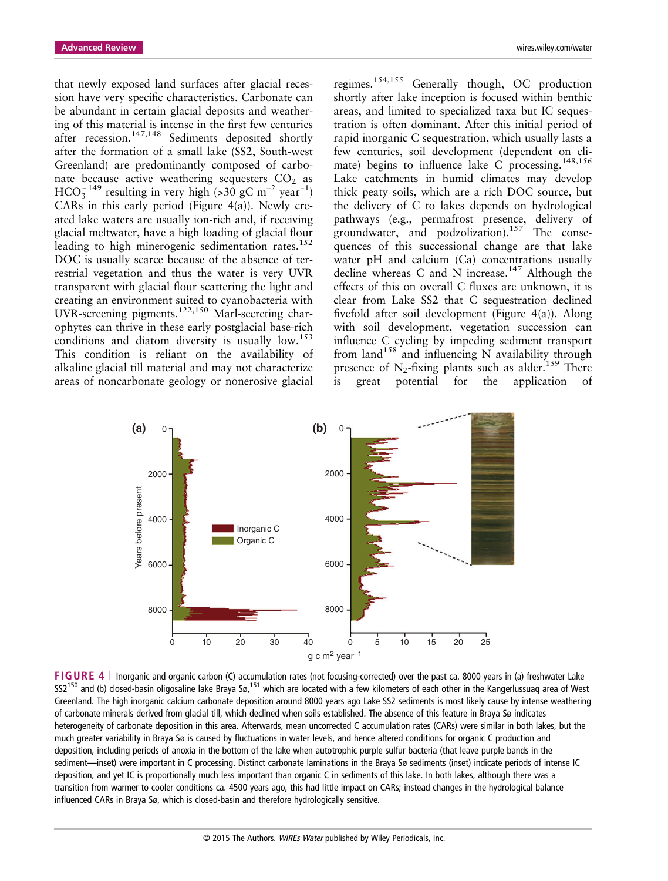that newly exposed land surfaces after glacial recession have very specific characteristics. Carbonate can be abundant in certain glacial deposits and weathering of this material is intense in the first few centuries after recession.[147,148] Sediments deposited shortly after the formation of a small lake (SS2, South-west Greenland) are predominantly composed of carbonate because active weathering sequesters $CO_2$ as $HCO_3^-$[149] resulting in very high (>30 gC $m^{-2}$ $year^{-1}$) CARs in this early period (Figure 4(a)). Newly created lake waters are usually ion-rich and, if receiving glacial meltwater, have a high loading of glacial flour leading to high minerogenic sedimentation rates.[152] DOC is usually scarce because of the absence of terrestrial vegetation and thus the water is very UVR transparent with glacial flour scattering the light and creating an environment suited to cyanobacteria with UVR-screening pigments.[122,150] Marl-secreting charophytes can thrive in these early postglacial base-rich conditions and diatom diversity is usually low.[153] This condition is reliant on the availability of alkaline glacial till material and may not characterize areas of noncarbonate geology or nonerosive glacial regimes.[154,155] Generally though, OC production shortly after lake inception is focused within benthic areas, and limited to specialized taxa but IC sequestration is often dominant. After this initial period of rapid inorganic C sequestration, which usually lasts a few centuries, soil development (dependent on climate) begins to influence lake C processing.[148,156] Lake catchments in humid climates may develop thick peaty soils, which are a rich DOC source, but the delivery of C to lakes depends on hydrological pathways (e.g., permafrost presence, delivery of groundwater, and podzolization).[157] The consequences of this successional change are that lake water pH and calcium (Ca) concentrations usually decline whereas C and N increase.[147] Although the effects of this on overall C fluxes are unknown, it is clear from Lake SS2 that C sequestration declined fivefold after soil development (Figure 4(a)). Along with soil development, vegetation succession can influence C cycling by impeding sediment transport from land[158] and influencing N availability through presence of $N_2$-fixing plants such as alder.[159] There is great potential for the application of

**FIGURE 4** | Inorganic and organic carbon (C) accumulation rates (not focusing-corrected) over the past ca. 8000 years in (a) freshwater Lake SS2[150] and (b) closed-basin oligosaline lake Braya Sø,[151] which are located with a few kilometers of each other in the Kangerlussuaq area of West Greenland. The high inorganic calcium carbonate deposition around 8000 years ago Lake SS2 sediments is most likely cause by intense weathering of carbonate minerals derived from glacial till, which declined when soils established. The absence of this feature in Braya Sø indicates heterogeneity of carbonate deposition in this area. Afterwards, mean uncorrected C accumulation rates (CARs) were similar in both lakes, but the much greater variability in Braya Sø is caused by fluctuations in water levels, and hence altered conditions for organic C production and deposition, including periods of anoxia in the bottom of the lake when autotrophic purple sulfur bacteria (that leave purple bands in the sediment—inset) were important in C processing. Distinct carbonate laminations in the Braya Sø sediments (inset) indicate periods of intense IC deposition, and yet IC is proportionally much less important than organic C in sediments of this lake. In both lakes, although there was a transition from warmer to cooler conditions ca. 4500 years ago, this had little impact on CARs; instead changes in the hydrological balance influenced CARs in Braya Sø, which is closed-basin and therefore hydrologically sensitive.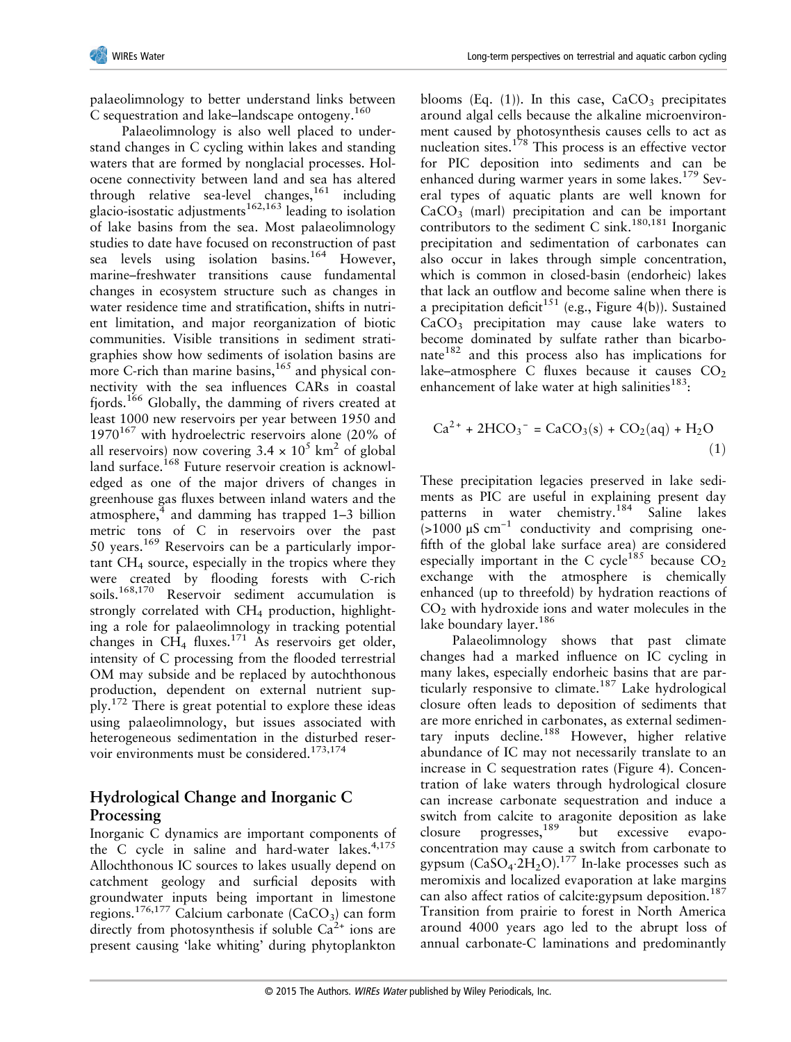palaeolimnology to better understand links between C sequestration and lake–landscape ontogeny.[160]

Palaeolimnology is also well placed to understand changes in C cycling within lakes and standing waters that are formed by nonglacial processes. Holocene connectivity between land and sea has altered through relative sea-level changes,[161] including glacio-isostatic adjustments[162,163] leading to isolation of lake basins from the sea. Most palaeolimnology studies to date have focused on reconstruction of past sea levels using isolation basins.[164] However, marine–freshwater transitions cause fundamental changes in ecosystem structure such as changes in water residence time and stratification, shifts in nutrient limitation, and major reorganization of biotic communities. Visible transitions in sediment stratigraphies show how sediments of isolation basins are more C-rich than marine basins,[165] and physical connectivity with the sea influences CARs in coastal fjords.[166] Globally, the damming of rivers created at least 1000 new reservoirs per year between 1950 and 1970[167] with hydroelectric reservoirs alone (20% of all reservoirs) now covering $3.4 \times 10^5$ km$^2$ of global land surface.[168] Future reservoir creation is acknowledged as one of the major drivers of changes in greenhouse gas fluxes between inland waters and the atmosphere,[4] and damming has trapped 1–3 billion metric tons of C in reservoirs over the past 50 years.[169] Reservoirs can be a particularly important $CH_4$ source, especially in the tropics where they were created by flooding forests with C-rich soils.[168,170] Reservoir sediment accumulation is strongly correlated with $CH_4$ production, highlighting a role for palaeolimnology in tracking potential changes in $CH_4$ fluxes.[171] As reservoirs get older, intensity of C processing from the flooded terrestrial OM may subside and be replaced by autochthonous production, dependent on external nutrient supply.[172] There is great potential to explore these ideas using palaeolimnology, but issues associated with heterogeneous sedimentation in the disturbed reservoir environments must be considered.[173,174]

## Hydrological Change and Inorganic C Processing

Inorganic C dynamics are important components of the C cycle in saline and hard-water lakes.[4,175] Allochthonous IC sources to lakes usually depend on catchment geology and surficial deposits with groundwater inputs being important in limestone regions.[176,177] Calcium carbonate ($CaCO_3$) can form directly from photosynthesis if soluble $Ca^{2+}$ ions are present causing 'lake whiting' during phytoplankton blooms (Eq. (1)). In this case, $CaCO_3$ precipitates around algal cells because the alkaline microenvironment caused by photosynthesis causes cells to act as nucleation sites.[178] This process is an effective vector for PIC deposition into sediments and can be enhanced during warmer years in some lakes.[179] Several types of aquatic plants are well known for $CaCO_3$ (marl) precipitation and can be important contributors to the sediment C sink.[180,181] Inorganic precipitation and sedimentation of carbonates can also occur in lakes through simple concentration, which is common in closed-basin (endorheic) lakes that lack an outflow and become saline when there is a precipitation deficit[151] (e.g., Figure 4(b)). Sustained $CaCO_3$ precipitation may cause lake waters to become dominated by sulfate rather than bicarbonate[182] and this process also has implications for lake–atmosphere C fluxes because it causes $CO_2$ enhancement of lake water at high salinities[183]:

$$Ca^{2+} + 2HCO_3^- = CaCO_3(s) + CO_2(aq) + H_2O \quad (1)$$

These precipitation legacies preserved in lake sediments as PIC are useful in explaining present day patterns in water chemistry.[184] Saline lakes (>1000 μS cm$^{-1}$ conductivity and comprising one-fifth of the global lake surface area) are considered especially important in the C cycle[185] because $CO_2$ exchange with the atmosphere is chemically enhanced (up to threefold) by hydration reactions of $CO_2$ with hydroxide ions and water molecules in the lake boundary layer.[186]

Palaeolimnology shows that past climate changes had a marked influence on IC cycling in many lakes, especially endorheic basins that are particularly responsive to climate.[187] Lake hydrological closure often leads to deposition of sediments that are more enriched in carbonates, as external sedimentary inputs decline.[188] However, higher relative abundance of IC may not necessarily translate to an increase in C sequestration rates (Figure 4). Concentration of lake waters through hydrological closure can increase carbonate sequestration and induce a switch from calcite to aragonite deposition as lake closure progresses,[189] but excessive evapoconcentration may cause a switch from carbonate to gypsum ($CaSO_4 \cdot 2H_2O$).[177] In-lake processes such as meromixis and localized evaporation at lake margins can also affect ratios of calcite:gypsum deposition.[187] Transition from prairie to forest in North America around 4000 years ago led to the abrupt loss of annual carbonate-C laminations and predominantly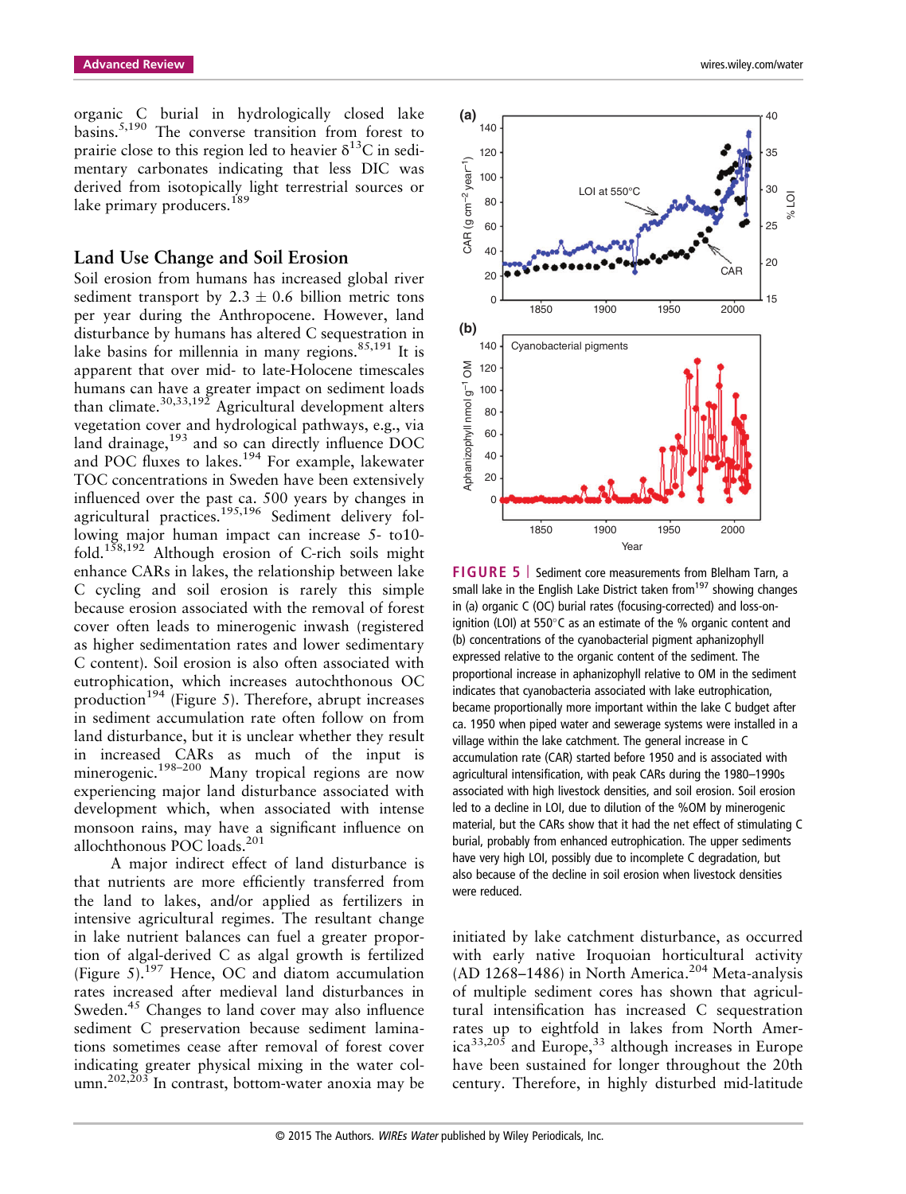organic C burial in hydrologically closed lake basins.[5,190] The converse transition from forest to prairie close to this region led to heavier $\delta^{13}C$ in sedimentary carbonates indicating that less DIC was derived from isotopically light terrestrial sources or lake primary producers.[189]

## Land Use Change and Soil Erosion

Soil erosion from humans has increased global river sediment transport by 2.3 ± 0.6 billion metric tons per year during the Anthropocene. However, land disturbance by humans has altered C sequestration in lake basins for millennia in many regions.[85,191] It is apparent that over mid- to late-Holocene timescales humans can have a greater impact on sediment loads than climate.[30,33,192] Agricultural development alters vegetation cover and hydrological pathways, e.g., via land drainage,[193] and so can directly influence DOC and POC fluxes to lakes.[194] For example, lakewater TOC concentrations in Sweden have been extensively influenced over the past ca. 500 years by changes in agricultural practices.[195,196] Sediment delivery following major human impact can increase 5- to10-fold.[158,192] Although erosion of C-rich soils might enhance CARs in lakes, the relationship between lake C cycling and soil erosion is rarely this simple because erosion associated with the removal of forest cover often leads to minerogenic inwash (registered as higher sedimentation rates and lower sedimentary C content). Soil erosion is also often associated with eutrophication, which increases autochthonous OC production[194] (Figure 5). Therefore, abrupt increases in sediment accumulation rate often follow on from land disturbance, but it is unclear whether they result in increased CARs as much of the input is minerogenic.[198–200] Many tropical regions are now experiencing major land disturbance associated with development which, when associated with intense monsoon rains, may have a significant influence on allochthonous POC loads.[201]

A major indirect effect of land disturbance is that nutrients are more efficiently transferred from the land to lakes, and/or applied as fertilizers in intensive agricultural regimes. The resultant change in lake nutrient balances can fuel a greater proportion of algal-derived C as algal growth is fertilized (Figure 5).[197] Hence, OC and diatom accumulation rates increased after medieval land disturbances in Sweden.[45] Changes to land cover may also influence sediment C preservation because sediment laminations sometimes cease after removal of forest cover indicating greater physical mixing in the water column.[202,203] In contrast, bottom-water anoxia may be initiated by lake catchment disturbance, as occurred with early native Iroquoian horticultural activity (AD 1268–1486) in North America.[204] Meta-analysis of multiple sediment cores has shown that agricultural intensification has increased C sequestration rates up to eightfold in lakes from North America[33,205] and Europe,[33] although increases in Europe have been sustained for longer throughout the 20th century. Therefore, in highly disturbed mid-latitude

**FIGURE 5** | Sediment core measurements from Blelham Tarn, a small lake in the English Lake District taken from[197] showing changes in (a) organic C (OC) burial rates (focusing-corrected) and loss-on-ignition (LOI) at 550°C as an estimate of the % organic content and (b) concentrations of the cyanobacterial pigment aphanizophyll expressed relative to the organic content of the sediment. The proportional increase in aphanizophyll relative to OM in the sediment indicates that cyanobacteria associated with lake eutrophication, became proportionally more important within the lake C budget after ca. 1950 when piped water and sewerage systems were installed in a village within the lake catchment. The general increase in C accumulation rate (CAR) started before 1950 and is associated with agricultural intensification, with peak CARs during the 1980–1990s associated with high livestock densities, and soil erosion. Soil erosion led to a decline in LOI, due to dilution of the %OM by minerogenic material, but the CARs show that it had the net effect of stimulating C burial, probably from enhanced eutrophication. The upper sediments have very high LOI, possibly due to incomplete C degradation, but also because of the decline in soil erosion when livestock densities were reduced.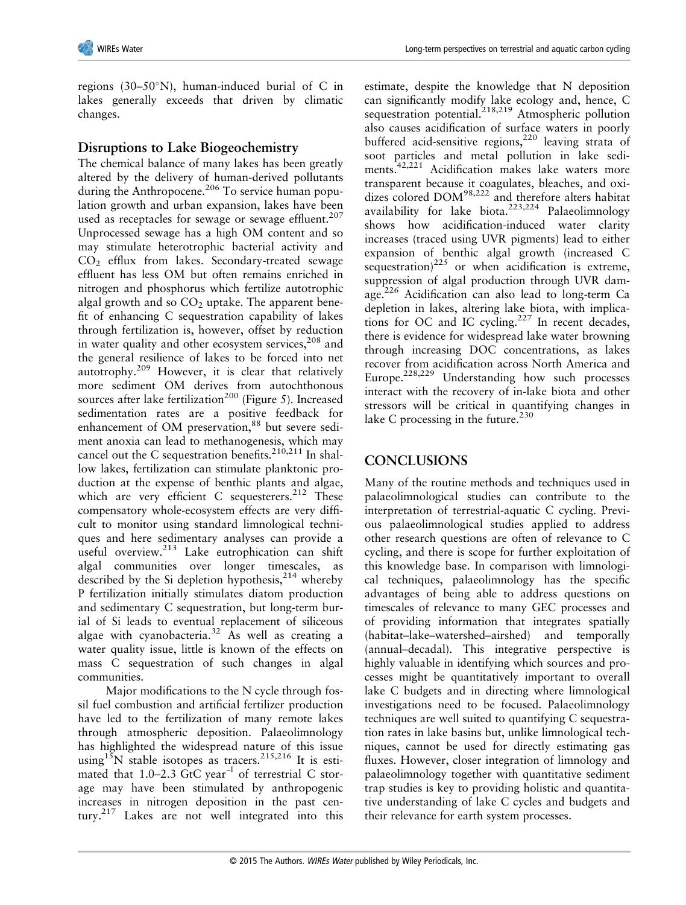regions (30–50°N), human-induced burial of C in lakes generally exceeds that driven by climatic changes.

## Disruptions to Lake Biogeochemistry

The chemical balance of many lakes has been greatly altered by the delivery of human-derived pollutants during the Anthropocene.[206] To service human population growth and urban expansion, lakes have been used as receptacles for sewage or sewage effluent.[207] Unprocessed sewage has a high OM content and so may stimulate heterotrophic bacterial activity and $CO_2$ efflux from lakes. Secondary-treated sewage effluent has less OM but often remains enriched in nitrogen and phosphorus which fertilize autotrophic algal growth and so $CO_2$ uptake. The apparent benefit of enhancing C sequestration capability of lakes through fertilization is, however, offset by reduction in water quality and other ecosystem services,[208] and the general resilience of lakes to be forced into net autotrophy.[209] However, it is clear that relatively more sediment OM derives from autochthonous sources after lake fertilization[200] (Figure 5). Increased sedimentation rates are a positive feedback for enhancement of OM preservation,[88] but severe sediment anoxia can lead to methanogenesis, which may cancel out the C sequestration benefits.[210,211] In shallow lakes, fertilization can stimulate planktonic production at the expense of benthic plants and algae, which are very efficient C sequesterers.[212] These compensatory whole-ecosystem effects are very difficult to monitor using standard limnological techniques and here sedimentary analyses can provide a useful overview.[213] Lake eutrophication can shift algal communities over longer timescales, as described by the Si depletion hypothesis,[214] whereby P fertilization initially stimulates diatom production and sedimentary C sequestration, but long-term burial of Si leads to eventual replacement of siliceous algae with cyanobacteria.[32] As well as creating a water quality issue, little is known of the effects on mass C sequestration of such changes in algal communities.

Major modifications to the N cycle through fossil fuel combustion and artificial fertilizer production have led to the fertilization of many remote lakes through atmospheric deposition. Palaeolimnology has highlighted the widespread nature of this issue using $^{15}N$ stable isotopes as tracers.[215,216] It is estimated that 1.0–2.3 GtC year$^{-1}$ of terrestrial C storage may have been stimulated by anthropogenic increases in nitrogen deposition in the past century.[217] Lakes are not well integrated into this estimate, despite the knowledge that N deposition can significantly modify lake ecology and, hence, C sequestration potential.[218,219] Atmospheric pollution also causes acidification of surface waters in poorly buffered acid-sensitive regions,[220] leaving strata of soot particles and metal pollution in lake sediments.[42,221] Acidification makes lake waters more transparent because it coagulates, bleaches, and oxidizes colored DOM[98,222] and therefore alters habitat availability for lake biota.[223,224] Palaeolimnology shows how acidification-induced water clarity increases (traced using UVR pigments) lead to either expansion of benthic algal growth (increased C sequestration)[225] or when acidification is extreme, suppression of algal production through UVR damage.[226] Acidification can also lead to long-term Ca depletion in lakes, altering lake biota, with implications for OC and IC cycling.[227] In recent decades, there is evidence for widespread lake water browning through increasing DOC concentrations, as lakes recover from acidification across North America and Europe.[228,229] Understanding how such processes interact with the recovery of in-lake biota and other stressors will be critical in quantifying changes in lake C processing in the future.[230]

# CONCLUSIONS

Many of the routine methods and techniques used in palaeolimnological studies can contribute to the interpretation of terrestrial-aquatic C cycling. Previous palaeolimnological studies applied to address other research questions are often of relevance to C cycling, and there is scope for further exploitation of this knowledge base. In comparison with limnological techniques, palaeolimnology has the specific advantages of being able to address questions on timescales of relevance to many GEC processes and of providing information that integrates spatially (habitat–lake–watershed–airshed) and temporally (annual–decadal). This integrative perspective is highly valuable in identifying which sources and processes might be quantitatively important to overall lake C budgets and in directing where limnological investigations need to be focused. Palaeolimnology techniques are well suited to quantifying C sequestration rates in lake basins but, unlike limnological techniques, cannot be used for directly estimating gas fluxes. However, closer integration of limnology and palaeolimnology together with quantitative sediment trap studies is key to providing holistic and quantitative understanding of lake C cycles and budgets and their relevance for earth system processes.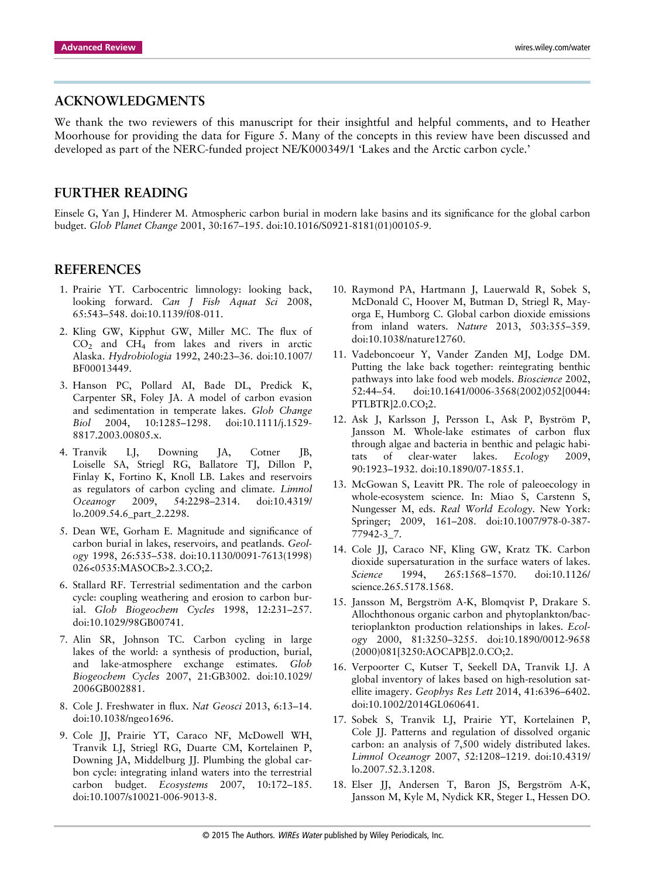## ACKNOWLEDGMENTS

We thank the two reviewers of this manuscript for their insightful and helpful comments, and to Heather Moorhouse for providing the data for Figure 5. Many of the concepts in this review have been discussed and developed as part of the NERC-funded project NE/K000349/1 'Lakes and the Arctic carbon cycle.'

## FURTHER READING

Einsele G, Yan J, Hinderer M. Atmospheric carbon burial in modern lake basins and its significance for the global carbon budget. *Glob Planet Change* 2001, 30:167–195. doi:10.1016/S0921-8181(01)00105-9.

## REFERENCES

1. Prairie YT. Carbocentric limnology: looking back, looking forward. *Can J Fish Aquat Sci* 2008, 65:543–548. doi:10.1139/f08-011.
2. Kling GW, Kipphut GW, Miller MC. The flux of $CO_2$ and $CH_4$ from lakes and rivers in arctic Alaska. *Hydrobiologia* 1992, 240:23–36. doi:10.1007/BF00013449.
3. Hanson PC, Pollard AI, Bade DL, Predick K, Carpenter SR, Foley JA. A model of carbon evasion and sedimentation in temperate lakes. *Glob Change Biol* 2004, 10:1285–1298. doi:10.1111/j.1529-8817.2003.00805.x.
4. Tranvik LJ, Downing JA, Cotner JB, Loiselle SA, Striegl RG, Ballatore TJ, Dillon P, Finlay K, Fortino K, Knoll LB. Lakes and reservoirs as regulators of carbon cycling and climate. *Limnol Oceanogr* 2009, 54:2298–2314. doi:10.4319/lo.2009.54.6_part_2.2298.
5. Dean WE, Gorham E. Magnitude and significance of carbon burial in lakes, reservoirs, and peatlands. *Geology* 1998, 26:535–538. doi:10.1130/0091-7613(1998)026<0535:MASOCB>2.3.CO;2.
6. Stallard RF. Terrestrial sedimentation and the carbon cycle: coupling weathering and erosion to carbon burial. *Glob Biogeochem Cycles* 1998, 12:231–257. doi:10.1029/98GB00741.
7. Alin SR, Johnson TC. Carbon cycling in large lakes of the world: a synthesis of production, burial, and lake-atmosphere exchange estimates. *Glob Biogeochem Cycles* 2007, 21:GB3002. doi:10.1029/2006GB002881.
8. Cole J. Freshwater in flux. *Nat Geosci* 2013, 6:13–14. doi:10.1038/ngeo1696.
9. Cole JJ, Prairie YT, Caraco NF, McDowell WH, Tranvik LJ, Striegl RG, Duarte CM, Kortelainen P, Downing JA, Middelburg JJ. Plumbing the global carbon cycle: integrating inland waters into the terrestrial carbon budget. *Ecosystems* 2007, 10:172–185. doi:10.1007/s10021-006-9013-8.
10. Raymond PA, Hartmann J, Lauerwald R, Sobek S, McDonald C, Hoover M, Butman D, Striegl R, Mayorga E, Humborg C. Global carbon dioxide emissions from inland waters. *Nature* 2013, 503:355–359. doi:10.1038/nature12760.
11. Vadeboncoeur Y, Vander Zanden MJ, Lodge DM. Putting the lake back together: reintegrating benthic pathways into lake food web models. *Bioscience* 2002, 52:44–54. doi:10.1641/0006-3568(2002)052[0044:PTLBTR]2.0.CO;2.
12. Ask J, Karlsson J, Persson L, Ask P, Byström P, Jansson M. Whole-lake estimates of carbon flux through algae and bacteria in benthic and pelagic habitats of clear-water lakes. *Ecology* 2009, 90:1923–1932. doi:10.1890/07-1855.1.
13. McGowan S, Leavitt PR. The role of paleoecology in whole-ecosystem science. In: Miao S, Carstenn S, Nungesser M, eds. *Real World Ecology*. New York: Springer; 2009, 161–208. doi:10.1007/978-0-387-77942-3_7.
14. Cole JJ, Caraco NF, Kling GW, Kratz TK. Carbon dioxide supersaturation in the surface waters of lakes. *Science* 1994, 265:1568–1570. doi:10.1126/science.265.5178.1568.
15. Jansson M, Bergström A-K, Blomqvist P, Drakare S. Allochthonous organic carbon and phytoplankton/bacterioplankton production relationships in lakes. *Ecology* 2000, 81:3250–3255. doi:10.1890/0012-9658(2000)081[3250:AOCAPB]2.0.CO;2.
16. Verpoorter C, Kutser T, Seekell DA, Tranvik LJ. A global inventory of lakes based on high-resolution satellite imagery. *Geophys Res Lett* 2014, 41:6396–6402. doi:10.1002/2014GL060641.
17. Sobek S, Tranvik LJ, Prairie YT, Kortelainen P, Cole JJ. Patterns and regulation of dissolved organic carbon: an analysis of 7,500 widely distributed lakes. *Limnol Oceanogr* 2007, 52:1208–1219. doi:10.4319/lo.2007.52.3.1208.
18. Elser JJ, Andersen T, Baron JS, Bergström A-K, Jansson M, Kyle M, Nydick KR, Steger L, Hessen DO.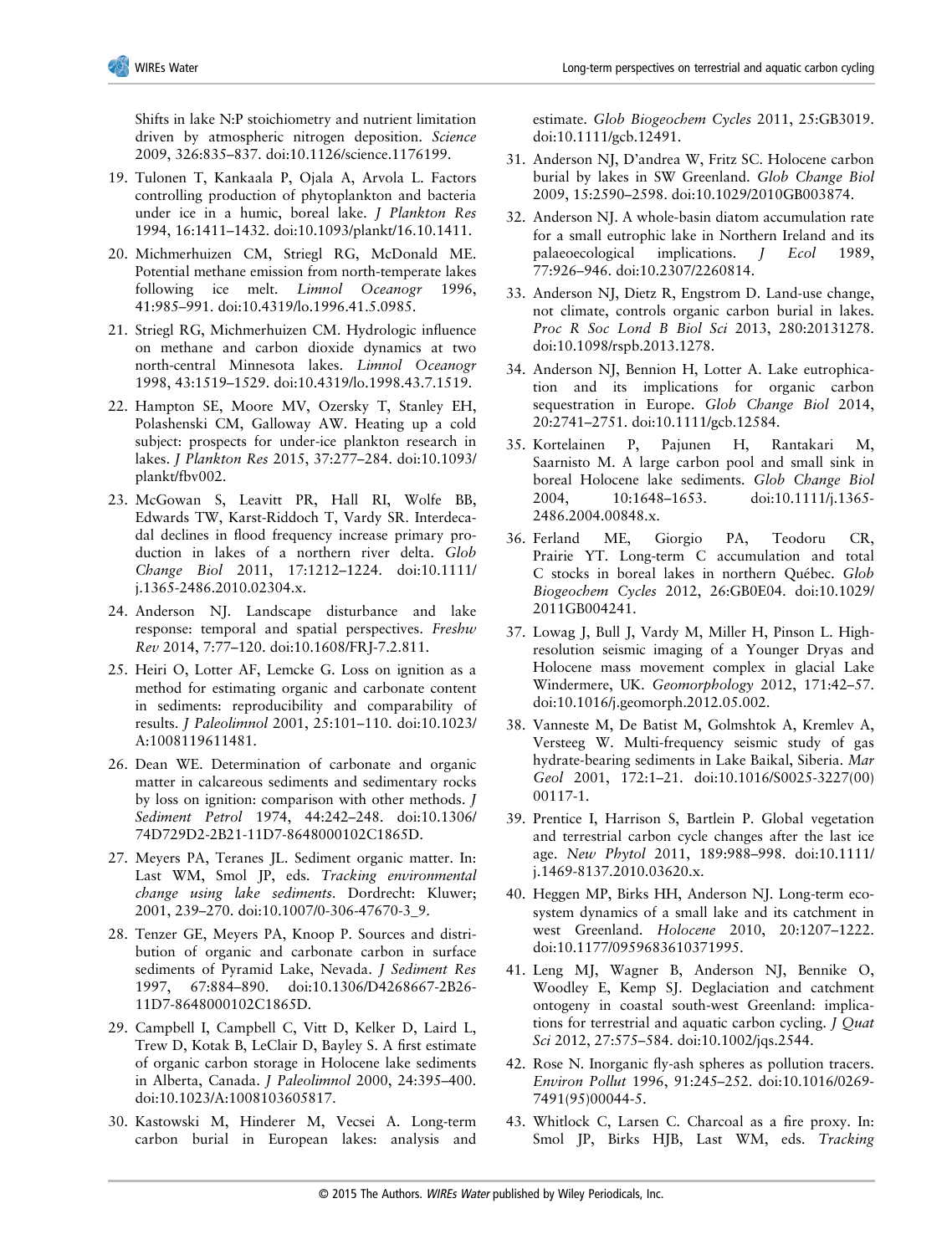Shifts in lake N:P stoichiometry and nutrient limitation driven by atmospheric nitrogen deposition. *Science* 2009, 326:835–837. doi:10.1126/science.1176199.

19. Tulonen T, Kankaala P, Ojala A, Arvola L. Factors controlling production of phytoplankton and bacteria under ice in a humic, boreal lake. *J Plankton Res* 1994, 16:1411–1432. doi:10.1093/plankt/16.10.1411.
20. Michmerhuizen CM, Striegl RG, McDonald ME. Potential methane emission from north-temperate lakes following ice melt. *Limnol Oceanogr* 1996, 41:985–991. doi:10.4319/lo.1996.41.5.0985.
21. Striegl RG, Michmerhuizen CM. Hydrologic influence on methane and carbon dioxide dynamics at two north-central Minnesota lakes. *Limnol Oceanogr* 1998, 43:1519–1529. doi:10.4319/lo.1998.43.7.1519.
22. Hampton SE, Moore MV, Ozersky T, Stanley EH, Polashenski CM, Galloway AW. Heating up a cold subject: prospects for under-ice plankton research in lakes. *J Plankton Res* 2015, 37:277–284. doi:10.1093/plankt/fbv002.
23. McGowan S, Leavitt PR, Hall RI, Wolfe BB, Edwards TW, Karst-Riddoch T, Vardy SR. Interdecadal declines in flood frequency increase primary production in lakes of a northern river delta. *Glob Change Biol* 2011, 17:1212–1224. doi:10.1111/j.1365-2486.2010.02304.x.
24. Anderson NJ. Landscape disturbance and lake response: temporal and spatial perspectives. *Freshw Rev* 2014, 7:77–120. doi:10.1608/FRJ-7.2.811.
25. Heiri O, Lotter AF, Lemcke G. Loss on ignition as a method for estimating organic and carbonate content in sediments: reproducibility and comparability of results. *J Paleolimnol* 2001, 25:101–110. doi:10.1023/A:1008119611481.
26. Dean WE. Determination of carbonate and organic matter in calcareous sediments and sedimentary rocks by loss on ignition: comparison with other methods. *J Sediment Petrol* 1974, 44:242–248. doi:10.1306/74D729D2-2B21-11D7-8648000102C1865D.
27. Meyers PA, Teranes JL. Sediment organic matter. In: Last WM, Smol JP, eds. *Tracking environmental change using lake sediments*. Dordrecht: Kluwer; 2001, 239–270. doi:10.1007/0-306-47670-3_9.
28. Tenzer GE, Meyers PA, Knoop P. Sources and distribution of organic and carbonate carbon in surface sediments of Pyramid Lake, Nevada. *J Sediment Res* 1997, 67:884–890. doi:10.1306/D4268667-2B26-11D7-8648000102C1865D.
29. Campbell I, Campbell C, Vitt D, Kelker D, Laird L, Trew D, Kotak B, LeClair D, Bayley S. A first estimate of organic carbon storage in Holocene lake sediments in Alberta, Canada. *J Paleolimnol* 2000, 24:395–400. doi:10.1023/A:1008103605817.
30. Kastowski M, Hinderer M, Vecsei A. Long-term carbon burial in European lakes: analysis and estimate. *Glob Biogeochem Cycles* 2011, 25:GB3019. doi:10.1111/gcb.12491.
31. Anderson NJ, D'andrea W, Fritz SC. Holocene carbon burial by lakes in SW Greenland. *Glob Change Biol* 2009, 15:2590–2598. doi:10.1029/2010GB003874.
32. Anderson NJ. A whole-basin diatom accumulation rate for a small eutrophic lake in Northern Ireland and its palaeoecological implications. *J Ecol* 1989, 77:926–946. doi:10.2307/2260814.
33. Anderson NJ, Dietz R, Engstrom D. Land-use change, not climate, controls organic carbon burial in lakes. *Proc R Soc Lond B Biol Sci* 2013, 280:20131278. doi:10.1098/rspb.2013.1278.
34. Anderson NJ, Bennion H, Lotter A. Lake eutrophication and its implications for organic carbon sequestration in Europe. *Glob Change Biol* 2014, 20:2741–2751. doi:10.1111/gcb.12584.
35. Kortelainen P, Pajunen H, Rantakari M, Saarnisto M. A large carbon pool and small sink in boreal Holocene lake sediments. *Glob Change Biol* 2004, 10:1648–1653. doi:10.1111/j.1365-2486.2004.00848.x.
36. Ferland ME, Giorgio PA, Teodoru CR, Prairie YT. Long-term C accumulation and total C stocks in boreal lakes in northern Québec. *Glob Biogeochem Cycles* 2012, 26:GB0E04. doi:10.1029/2011GB004241.
37. Lowag J, Bull J, Vardy M, Miller H, Pinson L. High-resolution seismic imaging of a Younger Dryas and Holocene mass movement complex in glacial Lake Windermere, UK. *Geomorphology* 2012, 171:42–57. doi:10.1016/j.geomorph.2012.05.002.
38. Vanneste M, De Batist M, Golmshtok A, Kremlev A, Versteeg W. Multi-frequency seismic study of gas hydrate-bearing sediments in Lake Baikal, Siberia. *Mar Geol* 2001, 172:1–21. doi:10.1016/S0025-3227(00)00117-1.
39. Prentice I, Harrison S, Bartlein P. Global vegetation and terrestrial carbon cycle changes after the last ice age. *New Phytol* 2011, 189:988–998. doi:10.1111/j.1469-8137.2010.03620.x.
40. Heggen MP, Birks HH, Anderson NJ. Long-term ecosystem dynamics of a small lake and its catchment in west Greenland. *Holocene* 2010, 20:1207–1222. doi:10.1177/0959683610371995.
41. Leng MJ, Wagner B, Anderson NJ, Bennike O, Woodley E, Kemp SJ. Deglaciation and catchment ontogeny in coastal south-west Greenland: implications for terrestrial and aquatic carbon cycling. *J Quat Sci* 2012, 27:575–584. doi:10.1002/jqs.2544.
42. Rose N. Inorganic fly-ash spheres as pollution tracers. *Environ Pollut* 1996, 91:245–252. doi:10.1016/0269-7491(95)00044-5.
43. Whitlock C, Larsen C. Charcoal as a fire proxy. In: Smol JP, Birks HJB, Last WM, eds. *Tracking*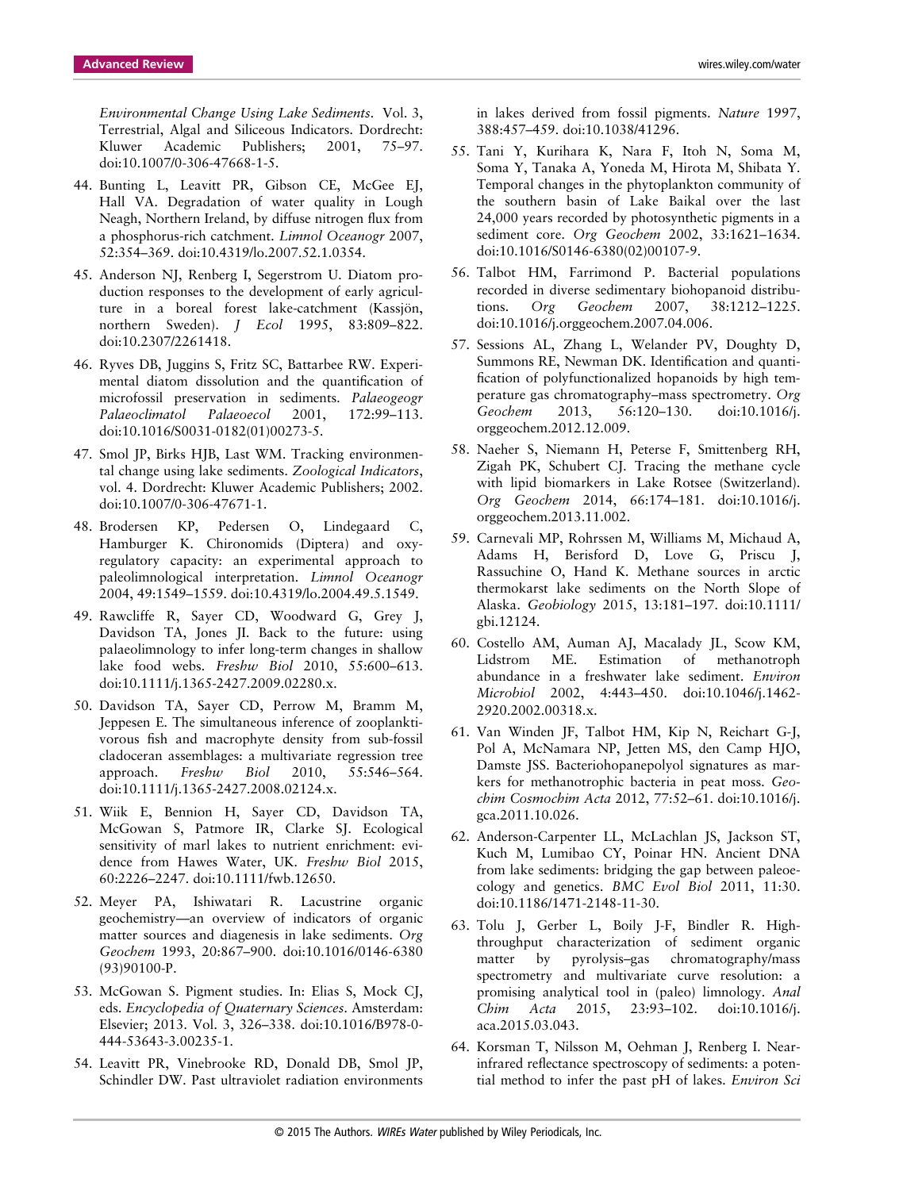*Environmental Change Using Lake Sediments*. Vol. 3, Terrestrial, Algal and Siliceous Indicators. Dordrecht: Kluwer Academic Publishers; 2001, 75–97. doi:10.1007/0-306-47668-1-5.

44. Bunting L, Leavitt PR, Gibson CE, McGee EJ, Hall VA. Degradation of water quality in Lough Neagh, Northern Ireland, by diffuse nitrogen flux from a phosphorus-rich catchment. *Limnol Oceanogr* 2007, 52:354–369. doi:10.4319/lo.2007.52.1.0354.

45. Anderson NJ, Renberg I, Segerstrom U. Diatom production responses to the development of early agriculture in a boreal forest lake-catchment (Kassjön, northern Sweden). *J Ecol* 1995, 83:809–822. doi:10.2307/2261418.

46. Ryves DB, Juggins S, Fritz SC, Battarbee RW. Experimental diatom dissolution and the quantification of microfossil preservation in sediments. *Palaeogeogr Palaeoclimatol Palaeoecol* 2001, 172:99–113. doi:10.1016/S0031-0182(01)00273-5.

47. Smol JP, Birks HJB, Last WM. Tracking environmental change using lake sediments. *Zoological Indicators*, vol. 4. Dordrecht: Kluwer Academic Publishers; 2002. doi:10.1007/0-306-47671-1.

48. Brodersen KP, Pedersen O, Lindegaard C, Hamburger K. Chironomids (Diptera) and oxy-regulatory capacity: an experimental approach to paleolimnological interpretation. *Limnol Oceanogr* 2004, 49:1549–1559. doi:10.4319/lo.2004.49.5.1549.

49. Rawcliffe R, Sayer CD, Woodward G, Grey J, Davidson TA, Jones JI. Back to the future: using palaeolimnology to infer long-term changes in shallow lake food webs. *Freshw Biol* 2010, 55:600–613. doi:10.1111/j.1365-2427.2009.02280.x.

50. Davidson TA, Sayer CD, Perrow M, Bramm M, Jeppesen E. The simultaneous inference of zooplanktivorous fish and macrophyte density from sub-fossil cladoceran assemblages: a multivariate regression tree approach. *Freshw Biol* 2010, 55:546–564. doi:10.1111/j.1365-2427.2008.02124.x.

51. Wiik E, Bennion H, Sayer CD, Davidson TA, McGowan S, Patmore IR, Clarke SJ. Ecological sensitivity of marl lakes to nutrient enrichment: evidence from Hawes Water, UK. *Freshw Biol* 2015, 60:2226–2247. doi:10.1111/fwb.12650.

52. Meyer PA, Ishiwatari R. Lacustrine organic geochemistry—an overview of indicators of organic matter sources and diagenesis in lake sediments. *Org Geochem* 1993, 20:867–900. doi:10.1016/0146-6380(93)90100-P.

53. McGowan S. Pigment studies. In: Elias S, Mock CJ, eds. *Encyclopedia of Quaternary Sciences*. Amsterdam: Elsevier; 2013. Vol. 3, 326–338. doi:10.1016/B978-0-444-53643-3.00235-1.

54. Leavitt PR, Vinebrooke RD, Donald DB, Smol JP, Schindler DW. Past ultraviolet radiation environments in lakes derived from fossil pigments. *Nature* 1997, 388:457–459. doi:10.1038/41296.

55. Tani Y, Kurihara K, Nara F, Itoh N, Soma M, Soma Y, Tanaka A, Yoneda M, Hirota M, Shibata Y. Temporal changes in the phytoplankton community of the southern basin of Lake Baikal over the last 24,000 years recorded by photosynthetic pigments in a sediment core. *Org Geochem* 2002, 33:1621–1634. doi:10.1016/S0146-6380(02)00107-9.

56. Talbot HM, Farrimond P. Bacterial populations recorded in diverse sedimentary biohopanoid distributions. *Org Geochem* 2007, 38:1212–1225. doi:10.1016/j.orggeochem.2007.04.006.

57. Sessions AL, Zhang L, Welander PV, Doughty D, Summons RE, Newman DK. Identification and quantification of polyfunctionalized hopanoids by high temperature gas chromatography–mass spectrometry. *Org Geochem* 2013, 56:120–130. doi:10.1016/j.orggeochem.2012.12.009.

58. Naeher S, Niemann H, Peterse F, Smittenberg RH, Zigah PK, Schubert CJ. Tracing the methane cycle with lipid biomarkers in Lake Rotsee (Switzerland). *Org Geochem* 2014, 66:174–181. doi:10.1016/j.orggeochem.2013.11.002.

59. Carnevali MP, Rohrssen M, Williams M, Michaud A, Adams H, Berisford D, Love G, Priscu J, Rassuchine O, Hand K. Methane sources in arctic thermokarst lake sediments on the North Slope of Alaska. *Geobiology* 2015, 13:181–197. doi:10.1111/gbi.12124.

60. Costello AM, Auman AJ, Macalady JL, Scow KM, Lidstrom ME. Estimation of methanotroph abundance in a freshwater lake sediment. *Environ Microbiol* 2002, 4:443–450. doi:10.1046/j.1462-2920.2002.00318.x.

61. Van Winden JF, Talbot HM, Kip N, Reichart G-J, Pol A, McNamara NP, Jetten MS, den Camp HJO, Damste JSS. Bacteriohopanepolyol signatures as markers for methanotrophic bacteria in peat moss. *Geochim Cosmochim Acta* 2012, 77:52–61. doi:10.1016/j.gca.2011.10.026.

62. Anderson-Carpenter LL, McLachlan JS, Jackson ST, Kuch M, Lumibao CY, Poinar HN. Ancient DNA from lake sediments: bridging the gap between paleoecology and genetics. *BMC Evol Biol* 2011, 11:30. doi:10.1186/1471-2148-11-30.

63. Tolu J, Gerber L, Boily J-F, Bindler R. High-throughput characterization of sediment organic matter by pyrolysis–gas chromatography/mass spectrometry and multivariate curve resolution: a promising analytical tool in (paleo) limnology. *Anal Chim Acta* 2015, 23:93–102. doi:10.1016/j.aca.2015.03.043.

64. Korsman T, Nilsson M, Oehman J, Renberg I. Near-infrared reflectance spectroscopy of sediments: a potential method to infer the past pH of lakes. *Environ Sci*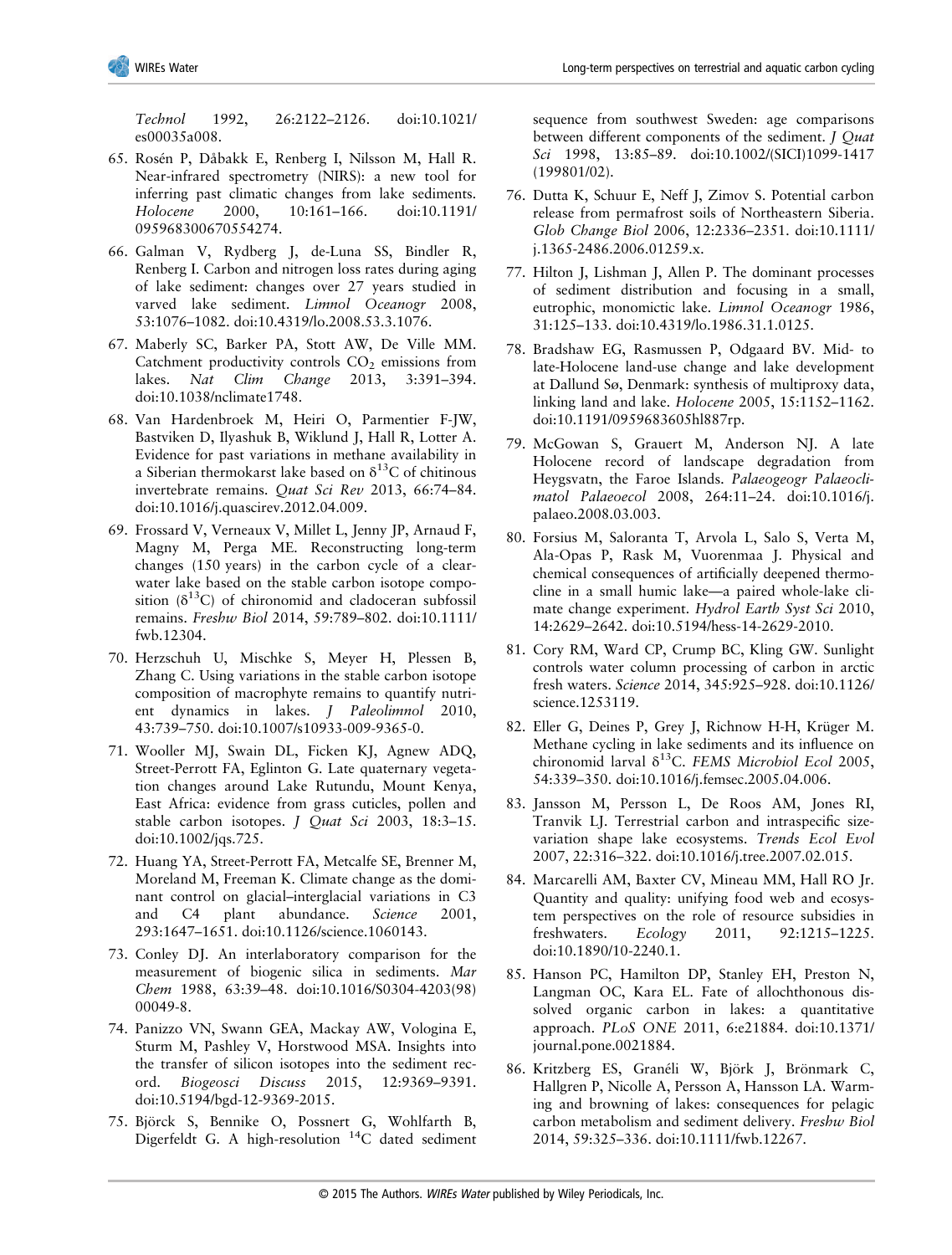*Technol* 1992, 26:2122–2126. doi:10.1021/es00035a008.

65. Rosén P, Dåbakk E, Renberg I, Nilsson M, Hall R. Near-infrared spectrometry (NIRS): a new tool for inferring past climatic changes from lake sediments. *Holocene* 2000, 10:161–166. doi:10.1191/095968300670554274.

66. Galman V, Rydberg J, de-Luna SS, Bindler R, Renberg I. Carbon and nitrogen loss rates during aging of lake sediment: changes over 27 years studied in varved lake sediment. *Limnol Oceanogr* 2008, 53:1076–1082. doi:10.4319/lo.2008.53.3.1076.

67. Maberly SC, Barker PA, Stott AW, De Ville MM. Catchment productivity controls $CO_2$ emissions from lakes. *Nat Clim Change* 2013, 3:391–394. doi:10.1038/nclimate1748.

68. Van Hardenbroek M, Heiri O, Parmentier F-JW, Bastviken D, Ilyashuk B, Wiklund J, Hall R, Lotter A. Evidence for past variations in methane availability in a Siberian thermokarst lake based on $\delta^{13}C$ of chitinous invertebrate remains. *Quat Sci Rev* 2013, 66:74–84. doi:10.1016/j.quascirev.2012.04.009.

69. Frossard V, Verneaux V, Millet L, Jenny JP, Arnaud F, Magny M, Perga ME. Reconstructing long-term changes (150 years) in the carbon cycle of a clear-water lake based on the stable carbon isotope composition ($\delta^{13}C$) of chironomid and cladoceran subfossil remains. *Freshw Biol* 2014, 59:789–802. doi:10.1111/fwb.12304.

70. Herzschuh U, Mischke S, Meyer H, Plessen B, Zhang C. Using variations in the stable carbon isotope composition of macrophyte remains to quantify nutrient dynamics in lakes. *J Paleolimnol* 2010, 43:739–750. doi:10.1007/s10933-009-9365-0.

71. Wooller MJ, Swain DL, Ficken KJ, Agnew ADQ, Street-Perrott FA, Eglinton G. Late quaternary vegetation changes around Lake Rutundu, Mount Kenya, East Africa: evidence from grass cuticles, pollen and stable carbon isotopes. *J Quat Sci* 2003, 18:3–15. doi:10.1002/jqs.725.

72. Huang YA, Street-Perrott FA, Metcalfe SE, Brenner M, Moreland M, Freeman K. Climate change as the dominant control on glacial–interglacial variations in C3 and C4 plant abundance. *Science* 2001, 293:1647–1651. doi:10.1126/science.1060143.

73. Conley DJ. An interlaboratory comparison for the measurement of biogenic silica in sediments. *Mar Chem* 1988, 63:39–48. doi:10.1016/S0304-4203(98)00049-8.

74. Panizzo VN, Swann GEA, Mackay AW, Vologina E, Sturm M, Pashley V, Horstwood MSA. Insights into the transfer of silicon isotopes into the sediment record. *Biogeosci Discuss* 2015, 12:9369–9391. doi:10.5194/bgd-12-9369-2015.

75. Björck S, Bennike O, Possnert G, Wohlfarth B, Digerfeldt G. A high-resolution $^{14}C$ dated sediment sequence from southwest Sweden: age comparisons between different components of the sediment. *J Quat Sci* 1998, 13:85–89. doi:10.1002/(SICI)1099-1417(199801/02).

76. Dutta K, Schuur E, Neff J, Zimov S. Potential carbon release from permafrost soils of Northeastern Siberia. *Glob Change Biol* 2006, 12:2336–2351. doi:10.1111/j.1365-2486.2006.01259.x.

77. Hilton J, Lishman J, Allen P. The dominant processes of sediment distribution and focusing in a small, eutrophic, monomictic lake. *Limnol Oceanogr* 1986, 31:125–133. doi:10.4319/lo.1986.31.1.0125.

78. Bradshaw EG, Rasmussen P, Odgaard BV. Mid- to late-Holocene land-use change and lake development at Dallund Sø, Denmark: synthesis of multiproxy data, linking land and lake. *Holocene* 2005, 15:1152–1162. doi:10.1191/0959683605hl887rp.

79. McGowan S, Grauert M, Anderson NJ. A late Holocene record of landscape degradation from Heygsvatn, the Faroe Islands. *Palaeogeogr Palaeoclimatol Palaeoecol* 2008, 264:11–24. doi:10.1016/j.palaeo.2008.03.003.

80. Forsius M, Saloranta T, Arvola L, Salo S, Verta M, Ala-Opas P, Rask M, Vuorenmaa J. Physical and chemical consequences of artificially deepened thermocline in a small humic lake—a paired whole-lake climate change experiment. *Hydrol Earth Syst Sci* 2010, 14:2629–2642. doi:10.5194/hess-14-2629-2010.

81. Cory RM, Ward CP, Crump BC, Kling GW. Sunlight controls water column processing of carbon in arctic fresh waters. *Science* 2014, 345:925–928. doi:10.1126/science.1253119.

82. Eller G, Deines P, Grey J, Richnow H-H, Krüger M. Methane cycling in lake sediments and its influence on chironomid larval $\delta^{13}C$. *FEMS Microbiol Ecol* 2005, 54:339–350. doi:10.1016/j.femsec.2005.04.006.

83. Jansson M, Persson L, De Roos AM, Jones RI, Tranvik LJ. Terrestrial carbon and intraspecific size-variation shape lake ecosystems. *Trends Ecol Evol* 2007, 22:316–322. doi:10.1016/j.tree.2007.02.015.

84. Marcarelli AM, Baxter CV, Mineau MM, Hall RO Jr. Quantity and quality: unifying food web and ecosystem perspectives on the role of resource subsidies in freshwaters. *Ecology* 2011, 92:1215–1225. doi:10.1890/10-2240.1.

85. Hanson PC, Hamilton DP, Stanley EH, Preston N, Langman OC, Kara EL. Fate of allochthonous dissolved organic carbon in lakes: a quantitative approach. *PLoS ONE* 2011, 6:e21884. doi:10.1371/journal.pone.0021884.

86. Kritzberg ES, Granéli W, Björk J, Brönmark C, Hallgren P, Nicolle A, Persson A, Hansson LA. Warming and browning of lakes: consequences for pelagic carbon metabolism and sediment delivery. *Freshw Biol* 2014, 59:325–336. doi:10.1111/fwb.12267.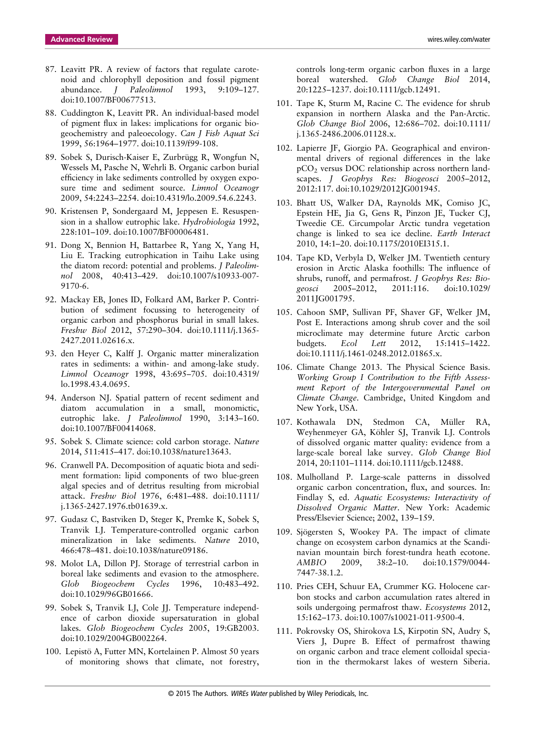87. Leavitt PR. A review of factors that regulate carotenoid and chlorophyll deposition and fossil pigment abundance. *J Paleolimnol* 1993, 9:109–127. doi:10.1007/BF00677513.

88. Cuddington K, Leavitt PR. An individual-based model of pigment flux in lakes: implications for organic biogeochemistry and paleoecology. *Can J Fish Aquat Sci* 1999, 56:1964–1977. doi:10.1139/f99-108.

89. Sobek S, Durisch-Kaiser E, Zurbrügg R, Wongfun N, Wessels M, Pasche N, Wehrli B. Organic carbon burial efficiency in lake sediments controlled by oxygen exposure time and sediment source. *Limnol Oceanogr* 2009, 54:2243–2254. doi:10.4319/lo.2009.54.6.2243.

90. Kristensen P, Sondergaard M, Jeppesen E. Resuspension in a shallow eutrophic lake. *Hydrobiologia* 1992, 228:101–109. doi:10.1007/BF00006481.

91. Dong X, Bennion H, Battarbee R, Yang X, Yang H, Liu E. Tracking eutrophication in Taihu Lake using the diatom record: potential and problems. *J Paleolimnol* 2008, 40:413–429. doi:10.1007/s10933-007-9170-6.

92. Mackay EB, Jones ID, Folkard AM, Barker P. Contribution of sediment focussing to heterogeneity of organic carbon and phosphorus burial in small lakes. *Freshw Biol* 2012, 57:290–304. doi:10.1111/j.1365-2427.2011.02616.x.

93. den Heyer C, Kalff J. Organic matter mineralization rates in sediments: a within- and among-lake study. *Limnol Oceanogr* 1998, 43:695–705. doi:10.4319/lo.1998.43.4.0695.

94. Anderson NJ. Spatial pattern of recent sediment and diatom accumulation in a small, monomictic, eutrophic lake. *J Paleolimnol* 1990, 3:143–160. doi:10.1007/BF00414068.

95. Sobek S. Climate science: cold carbon storage. *Nature* 2014, 511:415–417. doi:10.1038/nature13643.

96. Cranwell PA. Decomposition of aquatic biota and sediment formation: lipid components of two blue-green algal species and of detritus resulting from microbial attack. *Freshw Biol* 1976, 6:481–488. doi:10.1111/j.1365-2427.1976.tb01639.x.

97. Gudasz C, Bastviken D, Steger K, Premke K, Sobek S, Tranvik LJ. Temperature-controlled organic carbon mineralization in lake sediments. *Nature* 2010, 466:478–481. doi:10.1038/nature09186.

98. Molot LA, Dillon PJ. Storage of terrestrial carbon in boreal lake sediments and evasion to the atmosphere. *Glob Biogeochem Cycles* 1996, 10:483–492. doi:10.1029/96GB01666.

99. Sobek S, Tranvik LJ, Cole JJ. Temperature independence of carbon dioxide supersaturation in global lakes. *Glob Biogeochem Cycles* 2005, 19:GB2003. doi:10.1029/2004GB002264.

100. Lepistö A, Futter MN, Kortelainen P. Almost 50 years of monitoring shows that climate, not forestry, controls long-term organic carbon fluxes in a large boreal watershed. *Glob Change Biol* 2014, 20:1225–1237. doi:10.1111/gcb.12491.

101. Tape K, Sturm M, Racine C. The evidence for shrub expansion in northern Alaska and the Pan-Arctic. *Glob Change Biol* 2006, 12:686–702. doi:10.1111/j.1365-2486.2006.01128.x.

102. Lapierre JF, Giorgio PA. Geographical and environmental drivers of regional differences in the lake $pCO_2$ versus DOC relationship across northern landscapes. *J Geophys Res: Biogeosci* 2005–2012, 2012:117. doi:10.1029/2012JG001945.

103. Bhatt US, Walker DA, Raynolds MK, Comiso JC, Epstein HE, Jia G, Gens R, Pinzon JE, Tucker CJ, Tweedie CE. Circumpolar Arctic tundra vegetation change is linked to sea ice decline. *Earth Interact* 2010, 14:1–20. doi:10.1175/2010EI315.1.

104. Tape KD, Verbyla D, Welker JM. Twentieth century erosion in Arctic Alaska foothills: The influence of shrubs, runoff, and permafrost. *J Geophys Res: Biogeosci* 2005–2012, 2011:116. doi:10.1029/2011JG001795.

105. Cahoon SMP, Sullivan PF, Shaver GF, Welker JM, Post E. Interactions among shrub cover and the soil microclimate may determine future Arctic carbon budgets. *Ecol Lett* 2012, 15:1415–1422. doi:10.1111/j.1461-0248.2012.01865.x.

106. Climate Change 2013. The Physical Science Basis. *Working Group I Contribution to the Fifth Assessment Report of the Intergovernmental Panel on Climate Change*. Cambridge, United Kingdom and New York, USA.

107. Kothawala DN, Stedmon CA, Müller RA, Weyhenmeyer GA, Köhler SJ, Tranvik LJ. Controls of dissolved organic matter quality: evidence from a large-scale boreal lake survey. *Glob Change Biol* 2014, 20:1101–1114. doi:10.1111/gcb.12488.

108. Mulholland P. Large-scale patterns in dissolved organic carbon concentration, flux, and sources. In: Findlay S, ed. *Aquatic Ecosystems: Interactivity of Dissolved Organic Matter*. New York: Academic Press/Elsevier Science; 2002, 139–159.

109. Sjögersten S, Wookey PA. The impact of climate change on ecosystem carbon dynamics at the Scandinavian mountain birch forest-tundra heath ecotone. *AMBIO* 2009, 38:2–10. doi:10.1579/0044-7447-38.1.2.

110. Pries CEH, Schuur EA, Crummer KG. Holocene carbon stocks and carbon accumulation rates altered in soils undergoing permafrost thaw. *Ecosystems* 2012, 15:162–173. doi:10.1007/s10021-011-9500-4.

111. Pokrovsky OS, Shirokova LS, Kirpotin SN, Audry S, Viers J, Dupre B. Effect of permafrost thawing on organic carbon and trace element colloidal speciation in the thermokarst lakes of western Siberia.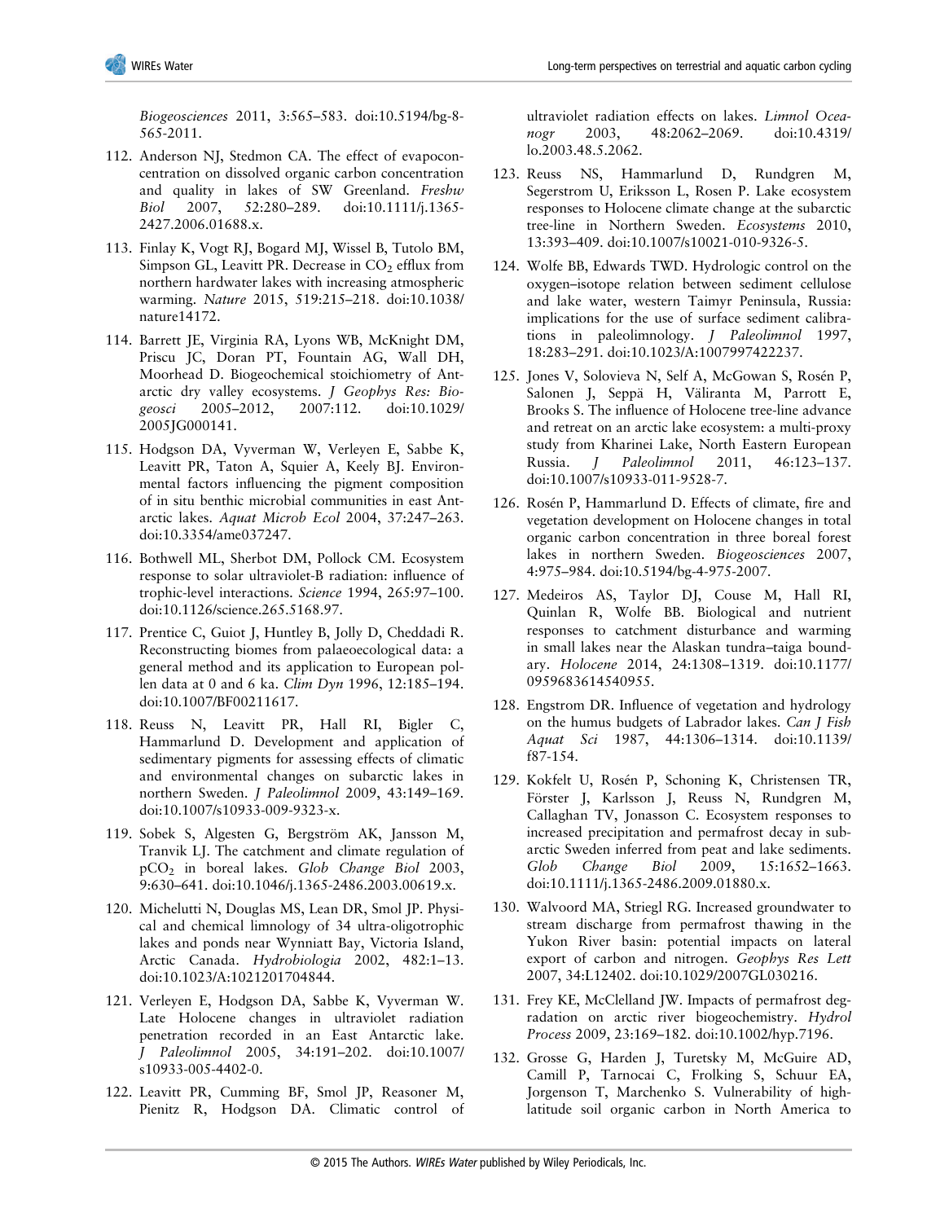*Biogeosciences* 2011, 3:565–583. doi:10.5194/bg-8-565-2011.

112. Anderson NJ, Stedmon CA. The effect of evapoconcentration on dissolved organic carbon concentration and quality in lakes of SW Greenland. *Freshw Biol* 2007, 52:280–289. doi:10.1111/j.1365-2427.2006.01688.x.

113. Finlay K, Vogt RJ, Bogard MJ, Wissel B, Tutolo BM, Simpson GL, Leavitt PR. Decrease in $CO_2$ efflux from northern hardwater lakes with increasing atmospheric warming. *Nature* 2015, 519:215–218. doi:10.1038/nature14172.

114. Barrett JE, Virginia RA, Lyons WB, McKnight DM, Priscu JC, Doran PT, Fountain AG, Wall DH, Moorhead D. Biogeochemical stoichiometry of Antarctic dry valley ecosystems. *J Geophys Res: Biogeosci* 2005–2012, 2007:112. doi:10.1029/2005JG000141.

115. Hodgson DA, Vyverman W, Verleyen E, Sabbe K, Leavitt PR, Taton A, Squier A, Keely BJ. Environmental factors influencing the pigment composition of in situ benthic microbial communities in east Antarctic lakes. *Aquat Microb Ecol* 2004, 37:247–263. doi:10.3354/ame037247.

116. Bothwell ML, Sherbot DM, Pollock CM. Ecosystem response to solar ultraviolet-B radiation: influence of trophic-level interactions. *Science* 1994, 265:97–100. doi:10.1126/science.265.5168.97.

117. Prentice C, Guiot J, Huntley B, Jolly D, Cheddadi R. Reconstructing biomes from palaeoecological data: a general method and its application to European pollen data at 0 and 6 ka. *Clim Dyn* 1996, 12:185–194. doi:10.1007/BF00211617.

118. Reuss N, Leavitt PR, Hall RI, Bigler C, Hammarlund D. Development and application of sedimentary pigments for assessing effects of climatic and environmental changes on subarctic lakes in northern Sweden. *J Paleolimnol* 2009, 43:149–169. doi:10.1007/s10933-009-9323-x.

119. Sobek S, Algesten G, Bergström AK, Jansson M, Tranvik LJ. The catchment and climate regulation of $pCO_2$ in boreal lakes. *Glob Change Biol* 2003, 9:630–641. doi:10.1046/j.1365-2486.2003.00619.x.

120. Michelutti N, Douglas MS, Lean DR, Smol JP. Physical and chemical limnology of 34 ultra-oligotrophic lakes and ponds near Wynniatt Bay, Victoria Island, Arctic Canada. *Hydrobiologia* 2002, 482:1–13. doi:10.1023/A:1021201704844.

121. Verleyen E, Hodgson DA, Sabbe K, Vyverman W. Late Holocene changes in ultraviolet radiation penetration recorded in an East Antarctic lake. *J Paleolimnol* 2005, 34:191–202. doi:10.1007/s10933-005-4402-0.

122. Leavitt PR, Cumming BF, Smol JP, Reasoner M, Pienitz R, Hodgson DA. Climatic control of ultraviolet radiation effects on lakes. *Limnol Oceanogr* 2003, 48:2062–2069. doi:10.4319/lo.2003.48.5.2062.

123. Reuss NS, Hammarlund D, Rundgren M, Segerstrom U, Eriksson L, Rosen P. Lake ecosystem responses to Holocene climate change at the subarctic tree-line in Northern Sweden. *Ecosystems* 2010, 13:393–409. doi:10.1007/s10021-010-9326-5.

124. Wolfe BB, Edwards TWD. Hydrologic control on the oxygen–isotope relation between sediment cellulose and lake water, western Taimyr Peninsula, Russia: implications for the use of surface sediment calibrations in paleolimnology. *J Paleolimnol* 1997, 18:283–291. doi:10.1023/A:1007997422237.

125. Jones V, Solovieva N, Self A, McGowan S, Rosén P, Salonen J, Seppä H, Väliranta M, Parrott E, Brooks S. The influence of Holocene tree-line advance and retreat on an arctic lake ecosystem: a multi-proxy study from Kharinei Lake, North Eastern European Russia. *J Paleolimnol* 2011, 46:123–137. doi:10.1007/s10933-011-9528-7.

126. Rosén P, Hammarlund D. Effects of climate, fire and vegetation development on Holocene changes in total organic carbon concentration in three boreal forest lakes in northern Sweden. *Biogeosciences* 2007, 4:975–984. doi:10.5194/bg-4-975-2007.

127. Medeiros AS, Taylor DJ, Couse M, Hall RI, Quinlan R, Wolfe BB. Biological and nutrient responses to catchment disturbance and warming in small lakes near the Alaskan tundra–taiga boundary. *Holocene* 2014, 24:1308–1319. doi:10.1177/0959683614540955.

128. Engstrom DR. Influence of vegetation and hydrology on the humus budgets of Labrador lakes. *Can J Fish Aquat Sci* 1987, 44:1306–1314. doi:10.1139/f87-154.

129. Kokfelt U, Rosén P, Schoning K, Christensen TR, Förster J, Karlsson J, Reuss N, Rundgren M, Callaghan TV, Jonasson C. Ecosystem responses to increased precipitation and permafrost decay in subarctic Sweden inferred from peat and lake sediments. *Glob Change Biol* 2009, 15:1652–1663. doi:10.1111/j.1365-2486.2009.01880.x.

130. Walvoord MA, Striegl RG. Increased groundwater to stream discharge from permafrost thawing in the Yukon River basin: potential impacts on lateral export of carbon and nitrogen. *Geophys Res Lett* 2007, 34:L12402. doi:10.1029/2007GL030216.

131. Frey KE, McClelland JW. Impacts of permafrost degradation on arctic river biogeochemistry. *Hydrol Process* 2009, 23:169–182. doi:10.1002/hyp.7196.

132. Grosse G, Harden J, Turetsky M, McGuire AD, Camill P, Tarnocai C, Frolking S, Schuur EA, Jorgenson T, Marchenko S. Vulnerability of high-latitude soil organic carbon in North America to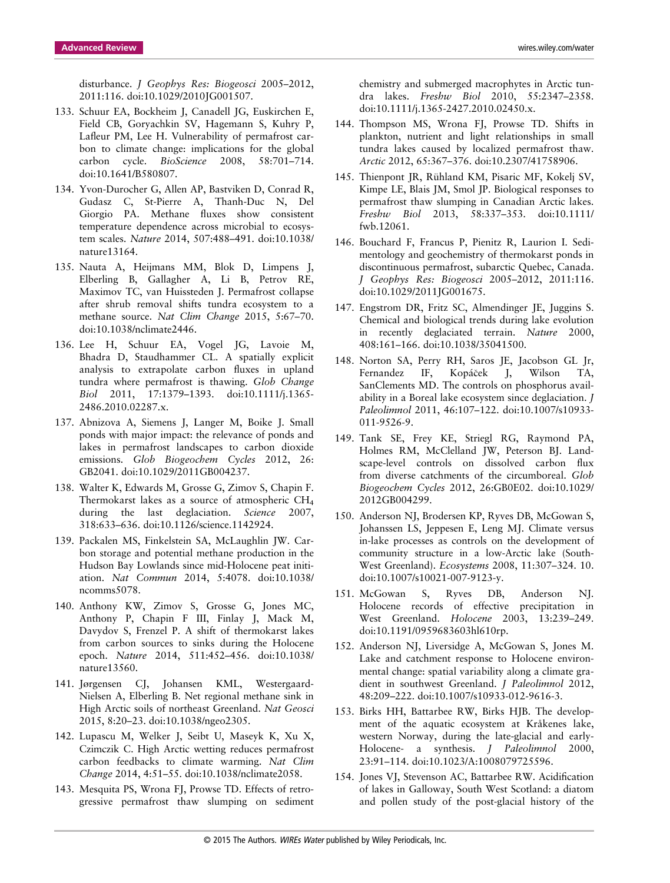disturbance. *J Geophys Res: Biogeosci* 2005–2012, 2011:116. doi:10.1029/2010JG001507.

133. Schuur EA, Bockheim J, Canadell JG, Euskirchen E, Field CB, Goryachkin SV, Hagemann S, Kuhry P, Lafleur PM, Lee H. Vulnerability of permafrost carbon to climate change: implications for the global carbon cycle. *BioScience* 2008, 58:701–714. doi:10.1641/B580807.
134. Yvon-Durocher G, Allen AP, Bastviken D, Conrad R, Gudasz C, St-Pierre A, Thanh-Duc N, Del Giorgio PA. Methane fluxes show consistent temperature dependence across microbial to ecosystem scales. *Nature* 2014, 507:488–491. doi:10.1038/nature13164.
135. Nauta A, Heijmans MM, Blok D, Limpens J, Elberling B, Gallagher A, Li B, Petrov RE, Maximov TC, van Huissteden J. Permafrost collapse after shrub removal shifts tundra ecosystem to a methane source. *Nat Clim Change* 2015, 5:67–70. doi:10.1038/nclimate2446.
136. Lee H, Schuur EA, Vogel JG, Lavoie M, Bhadra D, Staudhammer CL. A spatially explicit analysis to extrapolate carbon fluxes in upland tundra where permafrost is thawing. *Glob Change Biol* 2011, 17:1379–1393. doi:10.1111/j.1365-2486.2010.02287.x.
137. Abnizova A, Siemens J, Langer M, Boike J. Small ponds with major impact: the relevance of ponds and lakes in permafrost landscapes to carbon dioxide emissions. *Glob Biogeochem Cycles* 2012, 26: GB2041. doi:10.1029/2011GB004237.
138. Walter K, Edwards M, Grosse G, Zimov S, Chapin F. Thermokarst lakes as a source of atmospheric $CH_4$ during the last deglaciation. *Science* 2007, 318:633–636. doi:10.1126/science.1142924.
139. Packalen MS, Finkelstein SA, McLaughlin JW. Carbon storage and potential methane production in the Hudson Bay Lowlands since mid-Holocene peat initiation. *Nat Commun* 2014, 5:4078. doi:10.1038/ncomms5078.
140. Anthony KW, Zimov S, Grosse G, Jones MC, Anthony P, Chapin F III, Finlay J, Mack M, Davydov S, Frenzel P. A shift of thermokarst lakes from carbon sources to sinks during the Holocene epoch. *Nature* 2014, 511:452–456. doi:10.1038/nature13560.
141. Jørgensen CJ, Johansen KML, Westergaard-Nielsen A, Elberling B. Net regional methane sink in High Arctic soils of northeast Greenland. *Nat Geosci* 2015, 8:20–23. doi:10.1038/ngeo2305.
142. Lupascu M, Welker J, Seibt U, Maseyk K, Xu X, Czimczik C. High Arctic wetting reduces permafrost carbon feedbacks to climate warming. *Nat Clim Change* 2014, 4:51–55. doi:10.1038/nclimate2058.
143. Mesquita PS, Wrona FJ, Prowse TD. Effects of retrogressive permafrost thaw slumping on sediment chemistry and submerged macrophytes in Arctic tundra lakes. *Freshw Biol* 2010, 55:2347–2358. doi:10.1111/j.1365-2427.2010.02450.x.
144. Thompson MS, Wrona FJ, Prowse TD. Shifts in plankton, nutrient and light relationships in small tundra lakes caused by localized permafrost thaw. *Arctic* 2012, 65:367–376. doi:10.2307/41758906.
145. Thienpont JR, Rühland KM, Pisaric MF, Kokelj SV, Kimpe LE, Blais JM, Smol JP. Biological responses to permafrost thaw slumping in Canadian Arctic lakes. *Freshw Biol* 2013, 58:337–353. doi:10.1111/fwb.12061.
146. Bouchard F, Francus P, Pienitz R, Laurion I. Sedimentology and geochemistry of thermokarst ponds in discontinuous permafrost, subarctic Quebec, Canada. *J Geophys Res: Biogeosci* 2005–2012, 2011:116. doi:10.1029/2011JG001675.
147. Engstrom DR, Fritz SC, Almendinger JE, Juggins S. Chemical and biological trends during lake evolution in recently deglaciated terrain. *Nature* 2000, 408:161–166. doi:10.1038/35041500.
148. Norton SA, Perry RH, Saros JE, Jacobson GL Jr, Fernandez IF, Kopáček J, Wilson TA, SanClements MD. The controls on phosphorus availability in a Boreal lake ecosystem since deglaciation. *J Paleolimnol* 2011, 46:107–122. doi:10.1007/s10933-011-9526-9.
149. Tank SE, Frey KE, Striegl RG, Raymond PA, Holmes RM, McClelland JW, Peterson BJ. Landscape-level controls on dissolved carbon flux from diverse catchments of the circumboreal. *Glob Biogeochem Cycles* 2012, 26:GB0E02. doi:10.1029/2012GB004299.
150. Anderson NJ, Brodersen KP, Ryves DB, McGowan S, Johanssen LS, Jeppesen E, Leng MJ. Climate versus in-lake processes as controls on the development of community structure in a low-Arctic lake (South-West Greenland). *Ecosystems* 2008, 11:307–324. 10. doi:10.1007/s10021-007-9123-y.
151. McGowan S, Ryves DB, Anderson NJ. Holocene records of effective precipitation in West Greenland. *Holocene* 2003, 13:239–249. doi:10.1191/0959683603hl610rp.
152. Anderson NJ, Liversidge A, McGowan S, Jones M. Lake and catchment response to Holocene environmental change: spatial variability along a climate gradient in southwest Greenland. *J Paleolimnol* 2012, 48:209–222. doi:10.1007/s10933-012-9616-3.
153. Birks HH, Battarbee RW, Birks HJB. The development of the aquatic ecosystem at Kråkenes lake, western Norway, during the late-glacial and early-Holocene- a synthesis. *J Paleolimnol* 2000, 23:91–114. doi:10.1023/A:1008079725596.
154. Jones VJ, Stevenson AC, Battarbee RW. Acidification of lakes in Galloway, South West Scotland: a diatom and pollen study of the post-glacial history of the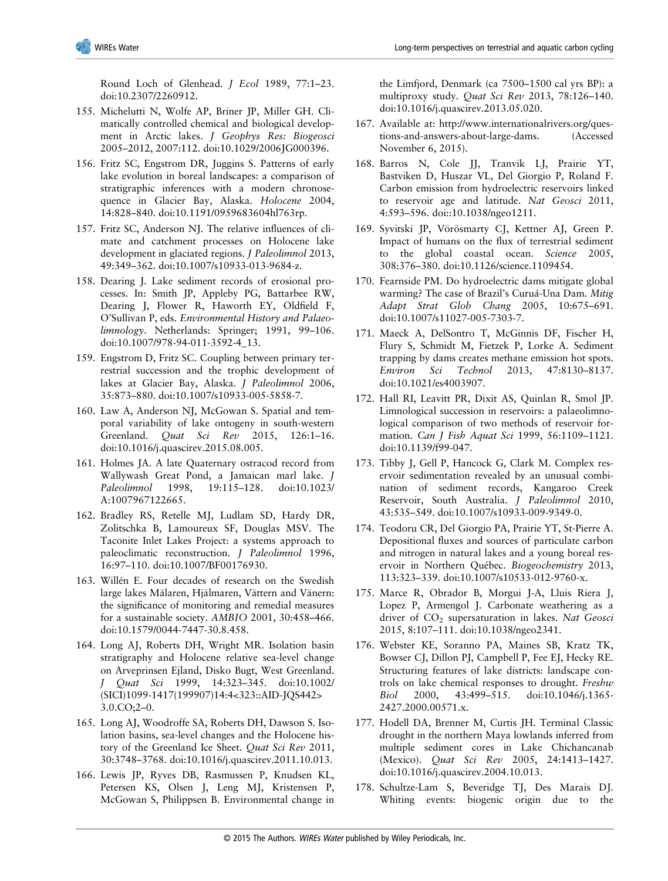Round Loch of Glenhead. *J Ecol* 1989, 77:1–23. doi:10.2307/2260912.

155. Michelutti N, Wolfe AP, Briner JP, Miller GH. Climatically controlled chemical and biological development in Arctic lakes. *J Geophys Res: Biogeosci* 2005–2012, 2007:112. doi:10.1029/2006JG000396.

156. Fritz SC, Engstrom DR, Juggins S. Patterns of early lake evolution in boreal landscapes: a comparison of stratigraphic inferences with a modern chronosequence in Glacier Bay, Alaska. *Holocene* 2004, 14:828–840. doi:10.1191/0959683604hl763rp.

157. Fritz SC, Anderson NJ. The relative influences of climate and catchment processes on Holocene lake development in glaciated regions. *J Paleolimnol* 2013, 49:349–362. doi:10.1007/s10933-013-9684-z.

158. Dearing J. Lake sediment records of erosional processes. In: Smith JP, Appleby PG, Battarbee RW, Dearing J, Flower R, Haworth EY, Oldfield F, O'Sullivan P, eds. *Environmental History and Palaeolimnology*. Netherlands: Springer; 1991, 99–106. doi:10.1007/978-94-011-3592-4_13.

159. Engstrom D, Fritz SC. Coupling between primary terrestrial succession and the trophic development of lakes at Glacier Bay, Alaska. *J Paleolimnol* 2006, 35:873–880. doi:10.1007/s10933-005-5858-7.

160. Law A, Anderson NJ, McGowan S. Spatial and temporal variability of lake ontogeny in south-western Greenland. *Quat Sci Rev* 2015, 126:1–16. doi:10.1016/j.quascirev.2015.08.005.

161. Holmes JA. A late Quaternary ostracod record from Wallywash Great Pond, a Jamaican marl lake. *J Paleolimnol* 1998, 19:115–128. doi:10.1023/A:1007967122665.

162. Bradley RS, Retelle MJ, Ludlam SD, Hardy DR, Zolitschka B, Lamoureux SF, Douglas MSV. The Taconite Inlet Lakes Project: a systems approach to paleoclimatic reconstruction. *J Paleolimnol* 1996, 16:97–110. doi:10.1007/BF00176930.

163. Willén E. Four decades of research on the Swedish large lakes Mälaren, Hjälmaren, Vättern and Vänern: the significance of monitoring and remedial measures for a sustainable society. *AMBIO* 2001, 30:458–466. doi:10.1579/0044-7447-30.8.458.

164. Long AJ, Roberts DH, Wright MR. Isolation basin stratigraphy and Holocene relative sea-level change on Arveprinsen Ejland, Disko Bugt, West Greenland. *J Quat Sci* 1999, 14:323–345. doi:10.1002/(SICI)1099-1417(199907)14:4<323::AID-JQS442>3.0.CO;2–0.

165. Long AJ, Woodroffe SA, Roberts DH, Dawson S. Isolation basins, sea-level changes and the Holocene history of the Greenland Ice Sheet. *Quat Sci Rev* 2011, 30:3748–3768. doi:10.1016/j.quascirev.2011.10.013.

166. Lewis JP, Ryves DB, Rasmussen P, Knudsen KL, Petersen KS, Olsen J, Leng MJ, Kristensen P, McGowan S, Philippsen B. Environmental change in the Limfjord, Denmark (ca 7500–1500 cal yrs BP): a multiproxy study. *Quat Sci Rev* 2013, 78:126–140. doi:10.1016/j.quascirev.2013.05.020.

167. Available at: http://www.internationalrivers.org/questions-and-answers-about-large-dams. (Accessed November 6, 2015).

168. Barros N, Cole JJ, Tranvik LJ, Prairie YT, Bastviken D, Huszar VL, Del Giorgio P, Roland F. Carbon emission from hydroelectric reservoirs linked to reservoir age and latitude. *Nat Geosci* 2011, 4:593–596. doi::10.1038/ngeo1211.

169. Syvitski JP, Vörösmarty CJ, Kettner AJ, Green P. Impact of humans on the flux of terrestrial sediment to the global coastal ocean. *Science* 2005, 308:376–380. doi:10.1126/science.1109454.

170. Fearnside PM. Do hydroelectric dams mitigate global warming? The case of Brazil's Curuá-Una Dam. *Mitig Adapt Strat Glob Chang* 2005, 10:675–691. doi:10.1007/s11027-005-7303-7.

171. Maeck A, DelSontro T, McGinnis DF, Fischer H, Flury S, Schmidt M, Fietzek P, Lorke A. Sediment trapping by dams creates methane emission hot spots. *Environ Sci Technol* 2013, 47:8130–8137. doi:10.1021/es4003907.

172. Hall RI, Leavitt PR, Dixit AS, Quinlan R, Smol JP. Limnological succession in reservoirs: a palaeolimnological comparison of two methods of reservoir formation. *Can J Fish Aquat Sci* 1999, 56:1109–1121. doi:10.1139/f99-047.

173. Tibby J, Gell P, Hancock G, Clark M. Complex reservoir sedimentation revealed by an unusual combination of sediment records, Kangaroo Creek Reservoir, South Australia. *J Paleolimnol* 2010, 43:535–549. doi:10.1007/s10933-009-9349-0.

174. Teodoru CR, Del Giorgio PA, Prairie YT, St-Pierre A. Depositional fluxes and sources of particulate carbon and nitrogen in natural lakes and a young boreal reservoir in Northern Québec. *Biogeochemistry* 2013, 113:323–339. doi:10.1007/s10533-012-9760-x.

175. Marce R, Obrador B, Morgui J-A, Lluis Riera J, Lopez P, Armengol J. Carbonate weathering as a driver of $CO_2$ supersaturation in lakes. *Nat Geosci* 2015, 8:107–111. doi:10.1038/ngeo2341.

176. Webster KE, Soranno PA, Maines SB, Kratz TK, Bowser CJ, Dillon PJ, Campbell P, Fee EJ, Hecky RE. Structuring features of lake districts: landscape controls on lake chemical responses to drought. *Freshw Biol* 2000, 43:499–515. doi:10.1046/j.1365-2427.2000.00571.x.

177. Hodell DA, Brenner M, Curtis JH. Terminal Classic drought in the northern Maya lowlands inferred from multiple sediment cores in Lake Chichancanab (Mexico). *Quat Sci Rev* 2005, 24:1413–1427. doi:10.1016/j.quascirev.2004.10.013.

178. Schultze-Lam S, Beveridge TJ, Des Marais DJ. Whiting events: biogenic origin due to the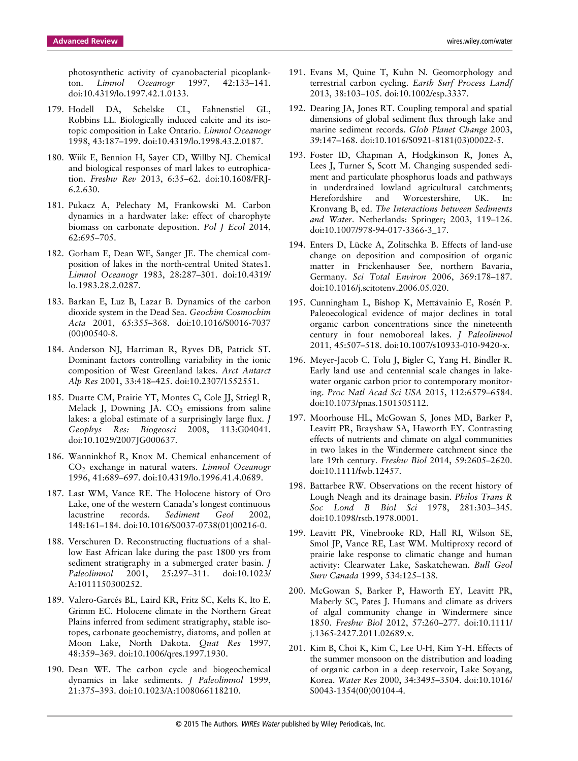photosynthetic activity of cyanobacterial picoplankton. *Limnol Oceanogr* 1997, 42:133–141. doi:10.4319/lo.1997.42.1.0133.

179. Hodell DA, Schelske CL, Fahnenstiel GL, Robbins LL. Biologically induced calcite and its isotopic composition in Lake Ontario. *Limnol Oceanogr* 1998, 43:187–199. doi:10.4319/lo.1998.43.2.0187.

180. Wiik E, Bennion H, Sayer CD, Willby NJ. Chemical and biological responses of marl lakes to eutrophication. *Freshw Rev* 2013, 6:35–62. doi:10.1608/FRJ-6.2.630.

181. Pukacz A, Pelechaty M, Frankowski M. Carbon dynamics in a hardwater lake: effect of charophyte biomass on carbonate deposition. *Pol J Ecol* 2014, 62:695–705.

182. Gorham E, Dean WE, Sanger JE. The chemical composition of lakes in the north-central United States1. *Limnol Oceanogr* 1983, 28:287–301. doi:10.4319/lo.1983.28.2.0287.

183. Barkan E, Luz B, Lazar B. Dynamics of the carbon dioxide system in the Dead Sea. *Geochim Cosmochim Acta* 2001, 65:355–368. doi:10.1016/S0016-7037(00)00540-8.

184. Anderson NJ, Harriman R, Ryves DB, Patrick ST. Dominant factors controlling variability in the ionic composition of West Greenland lakes. *Arct Antarct Alp Res* 2001, 33:418–425. doi:10.2307/1552551.

185. Duarte CM, Prairie YT, Montes C, Cole JJ, Striegl R, Melack J, Downing JA. $CO_2$ emissions from saline lakes: a global estimate of a surprisingly large flux. *J Geophys Res: Biogeosci* 2008, 113:G04041. doi:10.1029/2007JG000637.

186. Wanninkhof R, Knox M. Chemical enhancement of $CO_2$ exchange in natural waters. *Limnol Oceanogr* 1996, 41:689–697. doi:10.4319/lo.1996.41.4.0689.

187. Last WM, Vance RE. The Holocene history of Oro Lake, one of the western Canada's longest continuous lacustrine records. *Sediment Geol* 2002, 148:161–184. doi:10.1016/S0037-0738(01)00216-0.

188. Verschuren D. Reconstructing fluctuations of a shallow East African lake during the past 1800 yrs from sediment stratigraphy in a submerged crater basin. *J Paleolimnol* 2001, 25:297–311. doi:10.1023/A:1011150300252.

189. Valero-Garcés BL, Laird KR, Fritz SC, Kelts K, Ito E, Grimm EC. Holocene climate in the Northern Great Plains inferred from sediment stratigraphy, stable isotopes, carbonate geochemistry, diatoms, and pollen at Moon Lake, North Dakota. *Quat Res* 1997, 48:359–369. doi:10.1006/qres.1997.1930.

190. Dean WE. The carbon cycle and biogeochemical dynamics in lake sediments. *J Paleolimnol* 1999, 21:375–393. doi:10.1023/A:1008066118210.

191. Evans M, Quine T, Kuhn N. Geomorphology and terrestrial carbon cycling. *Earth Surf Process Landf* 2013, 38:103–105. doi:10.1002/esp.3337.

192. Dearing JA, Jones RT. Coupling temporal and spatial dimensions of global sediment flux through lake and marine sediment records. *Glob Planet Change* 2003, 39:147–168. doi:10.1016/S0921-8181(03)00022-5.

193. Foster ID, Chapman A, Hodgkinson R, Jones A, Lees J, Turner S, Scott M. Changing suspended sediment and particulate phosphorus loads and pathways in underdrained lowland agricultural catchments; Herefordshire and Worcestershire, UK. In: Kronvang B, ed. *The Interactions between Sediments and Water*. Netherlands: Springer; 2003, 119–126. doi:10.1007/978-94-017-3366-3_17.

194. Enters D, Lücke A, Zolitschka B. Effects of land-use change on deposition and composition of organic matter in Frickenhauser See, northern Bavaria, Germany. *Sci Total Environ* 2006, 369:178–187. doi:10.1016/j.scitotenv.2006.05.020.

195. Cunningham L, Bishop K, Mettävainio E, Rosén P. Paleoecological evidence of major declines in total organic carbon concentrations since the nineteenth century in four nemoboreal lakes. *J Paleolimnol* 2011, 45:507–518. doi:10.1007/s10933-010-9420-x.

196. Meyer-Jacob C, Tolu J, Bigler C, Yang H, Bindler R. Early land use and centennial scale changes in lake-water organic carbon prior to contemporary monitoring. *Proc Natl Acad Sci USA* 2015, 112:6579–6584. doi:10.1073/pnas.1501505112.

197. Moorhouse HL, McGowan S, Jones MD, Barker P, Leavitt PR, Brayshaw SA, Haworth EY. Contrasting effects of nutrients and climate on algal communities in two lakes in the Windermere catchment since the late 19th century. *Freshw Biol* 2014, 59:2605–2620. doi:10.1111/fwb.12457.

198. Battarbee RW. Observations on the recent history of Lough Neagh and its drainage basin. *Philos Trans R Soc Lond B Biol Sci* 1978, 281:303–345. doi:10.1098/rstb.1978.0001.

199. Leavitt PR, Vinebrooke RD, Hall RI, Wilson SE, Smol JP, Vance RE, Last WM. Multiproxy record of prairie lake response to climatic change and human activity: Clearwater Lake, Saskatchewan. *Bull Geol Surv Canada* 1999, 534:125–138.

200. McGowan S, Barker P, Haworth EY, Leavitt PR, Maberly SC, Pates J. Humans and climate as drivers of algal community change in Windermere since 1850. *Freshw Biol* 2012, 57:260–277. doi:10.1111/j.1365-2427.2011.02689.x.

201. Kim B, Choi K, Kim C, Lee U-H, Kim Y-H. Effects of the summer monsoon on the distribution and loading of organic carbon in a deep reservoir, Lake Soyang, Korea. *Water Res* 2000, 34:3495–3504. doi:10.1016/S0043-1354(00)00104-4.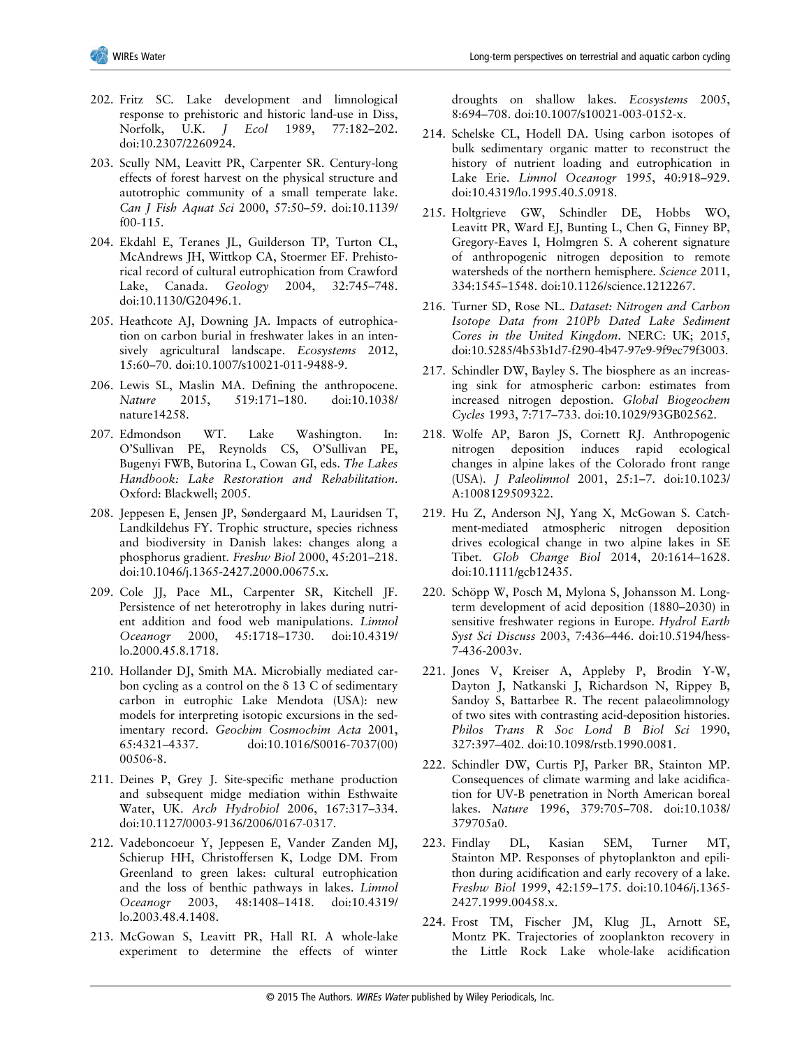202. Fritz SC. Lake development and limnological response to prehistoric and historic land-use in Diss, Norfolk, U.K. *J Ecol* 1989, 77:182–202. doi:10.2307/2260924.

203. Scully NM, Leavitt PR, Carpenter SR. Century-long effects of forest harvest on the physical structure and autotrophic community of a small temperate lake. *Can J Fish Aquat Sci* 2000, 57:50–59. doi:10.1139/f00-115.

204. Ekdahl E, Teranes JL, Guilderson TP, Turton CL, McAndrews JH, Wittkop CA, Stoermer EF. Prehistorical record of cultural eutrophication from Crawford Lake, Canada. *Geology* 2004, 32:745–748. doi:10.1130/G20496.1.

205. Heathcote AJ, Downing JA. Impacts of eutrophication on carbon burial in freshwater lakes in an intensively agricultural landscape. *Ecosystems* 2012, 15:60–70. doi:10.1007/s10021-011-9488-9.

206. Lewis SL, Maslin MA. Defining the anthropocene. *Nature* 2015, 519:171–180. doi:10.1038/nature14258.

207. Edmondson WT. Lake Washington. In: O'Sullivan PE, Reynolds CS, O'Sullivan PE, Bugenyi FWB, Butorina L, Cowan GI, eds. *The Lakes Handbook: Lake Restoration and Rehabilitation*. Oxford: Blackwell; 2005.

208. Jeppesen E, Jensen JP, Søndergaard M, Lauridsen T, Landkildehus FY. Trophic structure, species richness and biodiversity in Danish lakes: changes along a phosphorus gradient. *Freshw Biol* 2000, 45:201–218. doi:10.1046/j.1365-2427.2000.00675.x.

209. Cole JJ, Pace ML, Carpenter SR, Kitchell JF. Persistence of net heterotrophy in lakes during nutrient addition and food web manipulations. *Limnol Oceanogr* 2000, 45:1718–1730. doi:10.4319/lo.2000.45.8.1718.

210. Hollander DJ, Smith MA. Microbially mediated carbon cycling as a control on the δ 13 C of sedimentary carbon in eutrophic Lake Mendota (USA): new models for interpreting isotopic excursions in the sedimentary record. *Geochim Cosmochim Acta* 2001, 65:4321–4337. doi:10.1016/S0016-7037(00)00506-8.

211. Deines P, Grey J. Site-specific methane production and subsequent midge mediation within Esthwaite Water, UK. *Arch Hydrobiol* 2006, 167:317–334. doi:10.1127/0003-9136/2006/0167-0317.

212. Vadeboncoeur Y, Jeppesen E, Vander Zanden MJ, Schierup HH, Christoffersen K, Lodge DM. From Greenland to green lakes: cultural eutrophication and the loss of benthic pathways in lakes. *Limnol Oceanogr* 2003, 48:1408–1418. doi:10.4319/lo.2003.48.4.1408.

213. McGowan S, Leavitt PR, Hall RI. A whole-lake experiment to determine the effects of winter droughts on shallow lakes. *Ecosystems* 2005, 8:694–708. doi:10.1007/s10021-003-0152-x.

214. Schelske CL, Hodell DA. Using carbon isotopes of bulk sedimentary organic matter to reconstruct the history of nutrient loading and eutrophication in Lake Erie. *Limnol Oceanogr* 1995, 40:918–929. doi:10.4319/lo.1995.40.5.0918.

215. Holtgrieve GW, Schindler DE, Hobbs WO, Leavitt PR, Ward EJ, Bunting L, Chen G, Finney BP, Gregory-Eaves I, Holmgren S. A coherent signature of anthropogenic nitrogen deposition to remote watersheds of the northern hemisphere. *Science* 2011, 334:1545–1548. doi:10.1126/science.1212267.

216. Turner SD, Rose NL. *Dataset: Nitrogen and Carbon Isotope Data from 210Pb Dated Lake Sediment Cores in the United Kingdom*. NERC: UK; 2015, doi:10.5285/4b53b1d7-f290-4b47-97e9-9f9ec79f3003.

217. Schindler DW, Bayley S. The biosphere as an increasing sink for atmospheric carbon: estimates from increased nitrogen depostion. *Global Biogeochem Cycles* 1993, 7:717–733. doi:10.1029/93GB02562.

218. Wolfe AP, Baron JS, Cornett RJ. Anthropogenic nitrogen deposition induces rapid ecological changes in alpine lakes of the Colorado front range (USA). *J Paleolimnol* 2001, 25:1–7. doi:10.1023/A:1008129509322.

219. Hu Z, Anderson NJ, Yang X, McGowan S. Catchment-mediated atmospheric nitrogen deposition drives ecological change in two alpine lakes in SE Tibet. *Glob Change Biol* 2014, 20:1614–1628. doi:10.1111/gcb12435.

220. Schöpp W, Posch M, Mylona S, Johansson M. Long-term development of acid deposition (1880–2030) in sensitive freshwater regions in Europe. *Hydrol Earth Syst Sci Discuss* 2003, 7:436–446. doi:10.5194/hess-7-436-2003v.

221. Jones V, Kreiser A, Appleby P, Brodin Y-W, Dayton J, Natkanski J, Richardson N, Rippey B, Sandoy S, Battarbee R. The recent palaeolimnology of two sites with contrasting acid-deposition histories. *Philos Trans R Soc Lond B Biol Sci* 1990, 327:397–402. doi:10.1098/rstb.1990.0081.

222. Schindler DW, Curtis PJ, Parker BR, Stainton MP. Consequences of climate warming and lake acidification for UV-B penetration in North American boreal lakes. *Nature* 1996, 379:705–708. doi:10.1038/379705a0.

223. Findlay DL, Kasian SEM, Turner MT, Stainton MP. Responses of phytoplankton and epilithon during acidification and early recovery of a lake. *Freshw Biol* 1999, 42:159–175. doi:10.1046/j.1365-2427.1999.00458.x.

224. Frost TM, Fischer JM, Klug JL, Arnott SE, Montz PK. Trajectories of zooplankton recovery in the Little Rock Lake whole-lake acidification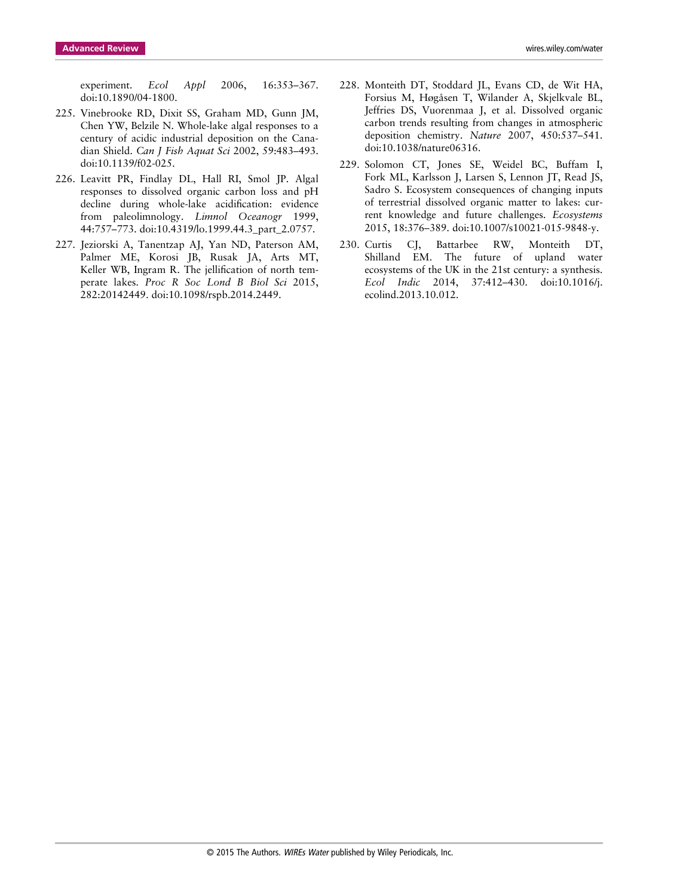experiment. *Ecol Appl* 2006, 16:353–367. doi:10.1890/04-1800.

225. Vinebrooke RD, Dixit SS, Graham MD, Gunn JM, Chen YW, Belzile N. Whole-lake algal responses to a century of acidic industrial deposition on the Canadian Shield. *Can J Fish Aquat Sci* 2002, 59:483–493. doi:10.1139/f02-025.
226. Leavitt PR, Findlay DL, Hall RI, Smol JP. Algal responses to dissolved organic carbon loss and pH decline during whole-lake acidification: evidence from paleolimnology. *Limnol Oceanogr* 1999, 44:757–773. doi:10.4319/lo.1999.44.3_part_2.0757.
227. Jeziorski A, Tanentzap AJ, Yan ND, Paterson AM, Palmer ME, Korosi JB, Rusak JA, Arts MT, Keller WB, Ingram R. The jellification of north temperate lakes. *Proc R Soc Lond B Biol Sci* 2015, 282:20142449. doi:10.1098/rspb.2014.2449.
228. Monteith DT, Stoddard JL, Evans CD, de Wit HA, Forsius M, Høgåsen T, Wilander A, Skjelkvale BL, Jeffries DS, Vuorenmaa J, et al. Dissolved organic carbon trends resulting from changes in atmospheric deposition chemistry. *Nature* 2007, 450:537–541. doi:10.1038/nature06316.
229. Solomon CT, Jones SE, Weidel BC, Buffam I, Fork ML, Karlsson J, Larsen S, Lennon JT, Read JS, Sadro S. Ecosystem consequences of changing inputs of terrestrial dissolved organic matter to lakes: current knowledge and future challenges. *Ecosystems* 2015, 18:376–389. doi:10.1007/s10021-015-9848-y.
230. Curtis CJ, Battarbee RW, Monteith DT, Shilland EM. The future of upland water ecosystems of the UK in the 21st century: a synthesis. *Ecol Indic* 2014, 37:412–430. doi:10.1016/j.ecolind.2013.10.012.